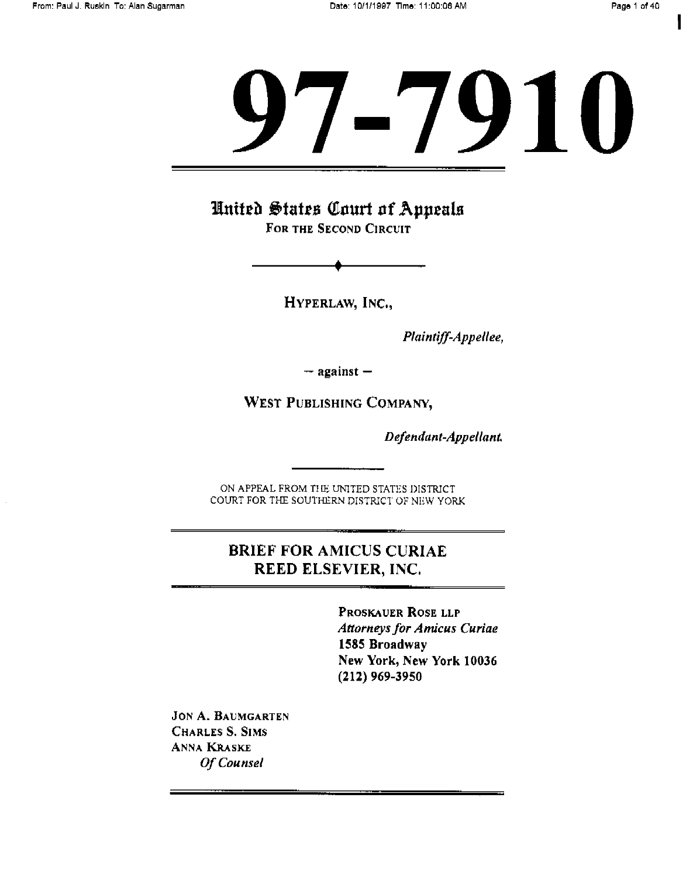# 97-7910

## United States Court of Appeals

FOR THE SECOND CIRCUIT

HYPERLAW, INC.,

*Plaintiff-Appellee,*

— against —

WEST PUBLISHING COMPANY,

*Defendant-Appellant.*

ON APPEAL FROM THE UNITED STATES DISTRICT COURT FOR THE SOUTHERN DISTRICT OF NEW YORK

## BRIEF FOR AMICUS CURIAE REED ELSEVIER, INC.

**PROSKAUER ROSE LLP**
*Attorneys for Amicus Curiae*
**1585 Broadway**
**New York, New York 10036**
**(212) 969-3950**

JON A. BAUMGARTEN
CHARLES S. SIMS
ANNA KRASKE
*Of Counsel*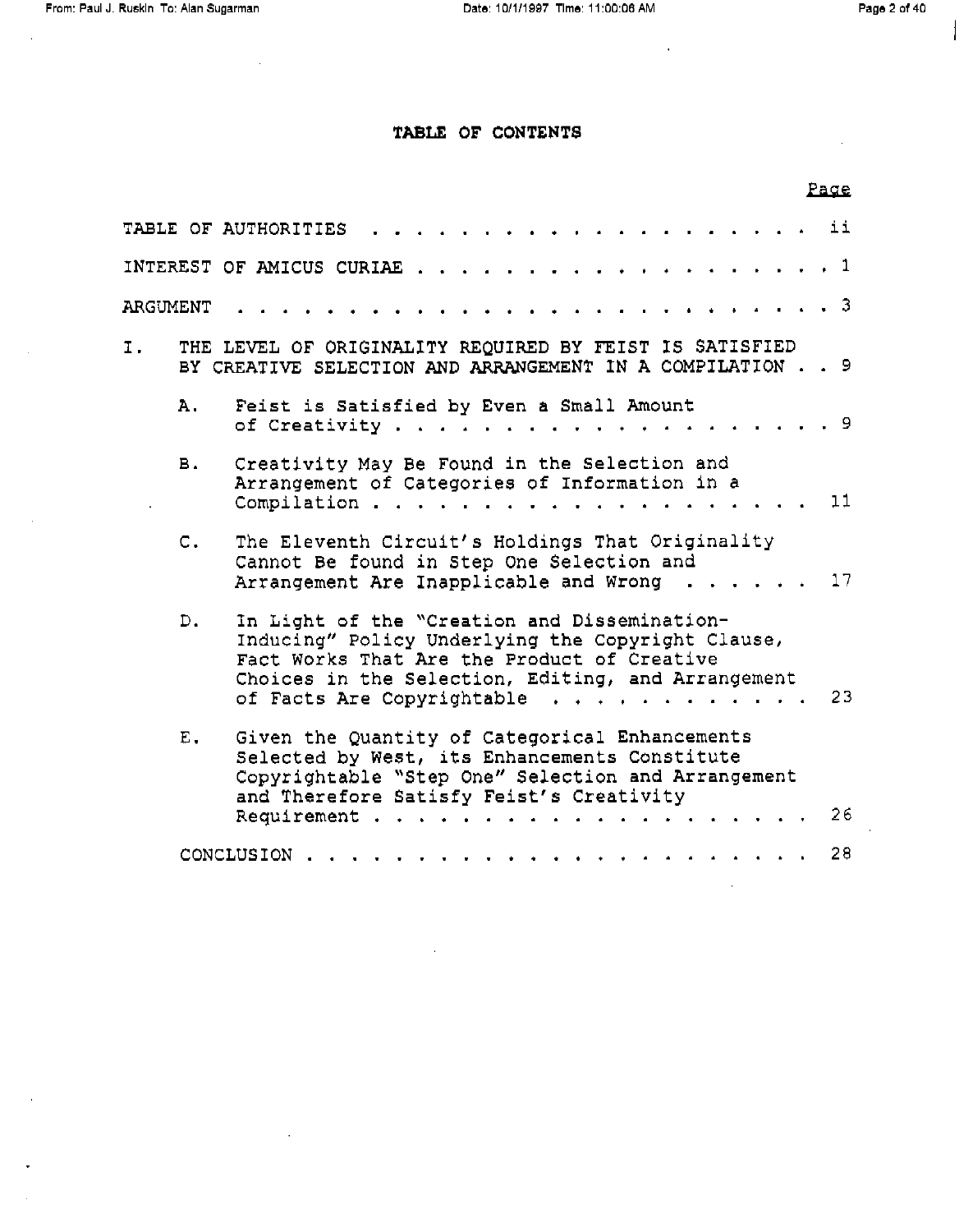# TABLE OF CONTENTS

| | Page |
|---|---|
| TABLE OF AUTHORITIES | ii |
| INTEREST OF AMICUS CURIAE | 1 |
| ARGUMENT | 3 |
| I. THE LEVEL OF ORIGINALITY REQUIRED BY FEIST IS SATISFIED BY CREATIVE SELECTION AND ARRANGEMENT IN A COMPILATION | 9 |
| A. Feist is Satisfied by Even a Small Amount of Creativity | 9 |
| B. Creativity May Be Found in the Selection and Arrangement of Categories of Information in a Compilation | 11 |
| C. The Eleventh Circuit's Holdings That Originality Cannot Be found in Step One Selection and Arrangement Are Inapplicable and Wrong | 17 |
| D. In Light of the "Creation and Dissemination-Inducing" Policy Underlying the Copyright Clause, Fact Works That Are the Product of Creative Choices in the Selection, Editing, and Arrangement of Facts Are Copyrightable | 23 |
| E. Given the Quantity of Categorical Enhancements Selected by West, its Enhancements Constitute Copyrightable "Step One" Selection and Arrangement and Therefore Satisfy Feist's Creativity Requirement | 26 |
| CONCLUSION | 28 |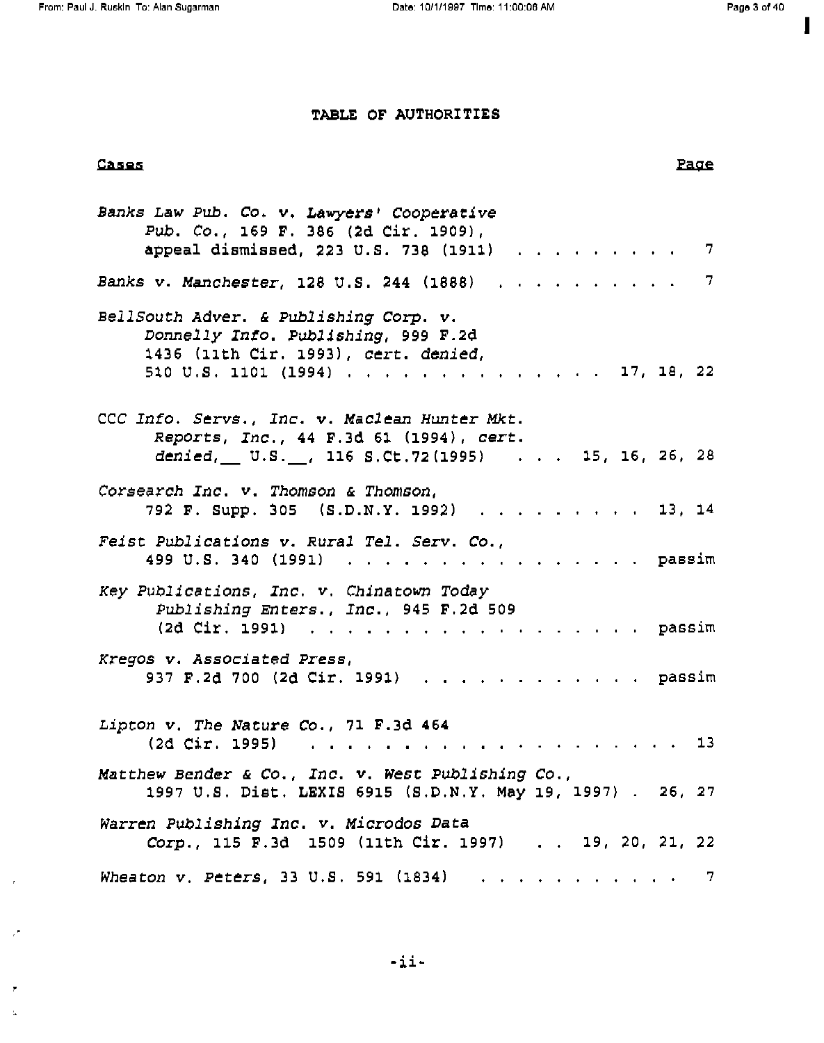# TABLE OF AUTHORITIES

| Cases | Page |
|---|---|
| *Banks Law Pub. Co. v. Lawyers' Cooperative Pub. Co.*, 169 F. 386 (2d Cir. 1909), appeal dismissed, 223 U.S. 738 (1911) | 7 |
| *Banks v. Manchester*, 128 U.S. 244 (1888) | 7 |
| *BellSouth Adver. & Publishing Corp. v. Donnelly Info. Publishing*, 999 F.2d 1436 (11th Cir. 1993), *cert. denied*, 510 U.S. 1101 (1994) | 17, 18, 22 |
| *CCC Info. Servs., Inc. v. Maclean Hunter Mkt. Reports, Inc.*, 44 F.3d 61 (1994), *cert. denied*, __ U.S. __, 116 S.Ct.72 (1995) | 15, 16, 26, 28 |
| *Corsearch Inc. v. Thomson & Thomson*, 792 F. Supp. 305 (S.D.N.Y. 1992) | 13, 14 |
| *Feist Publications v. Rural Tel. Serv. Co.*, 499 U.S. 340 (1991) | passim |
| *Key Publications, Inc. v. Chinatown Today Publishing Enters., Inc.*, 945 F.2d 509 (2d Cir. 1991) | passim |
| *Kregos v. Associated Press*, 937 F.2d 700 (2d Cir. 1991) | passim |
| *Lipton v. The Nature Co.*, 71 F.3d 464 (2d Cir. 1995) | 13 |
| *Matthew Bender & Co., Inc. v. West Publishing Co.*, 1997 U.S. Dist. LEXIS 6915 (S.D.N.Y. May 19, 1997) | 26, 27 |
| *Warren Publishing Inc. v. Microdos Data Corp.*, 115 F.3d 1509 (11th Cir. 1997) | 19, 20, 21, 22 |
| *Wheaton v. Peters*, 33 U.S. 591 (1834) | 7 |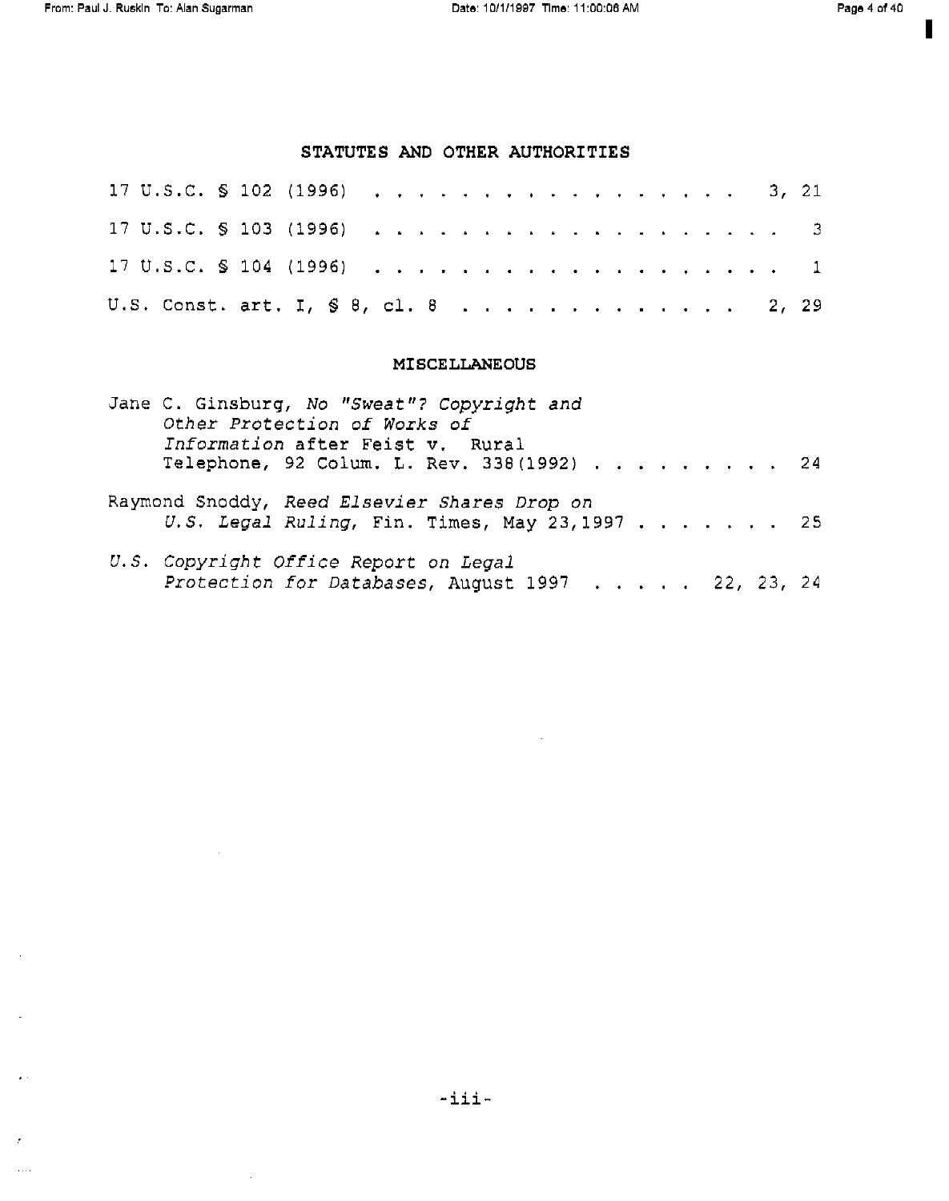## STATUTES AND OTHER AUTHORITIES

17 U.S.C. § 102 (1996) . . . . . . . . . . . . . . . . . . 3, 21

17 U.S.C. § 103 (1996) . . . . . . . . . . . . . . . . . . 3

17 U.S.C. § 104 (1996) . . . . . . . . . . . . . . . . . . 1

U.S. Const. art. I, § 8, cl. 8 . . . . . . . . . . . . . 2, 29

## MISCELLANEOUS

Jane C. Ginsburg, *No "Sweat"? Copyright and Other Protection of Works of Information* after Feist v. Rural Telephone, 92 Colum. L. Rev. 338(1992) . . . . . . . . . 24

Raymond Snoddy, *Reed Elsevier Shares Drop on U.S. Legal Ruling*, Fin. Times, May 23,1997 . . . . . . . 25

*U.S. Copyright Office Report on Legal Protection for Databases*, August 1997 . . . . . 22, 23, 24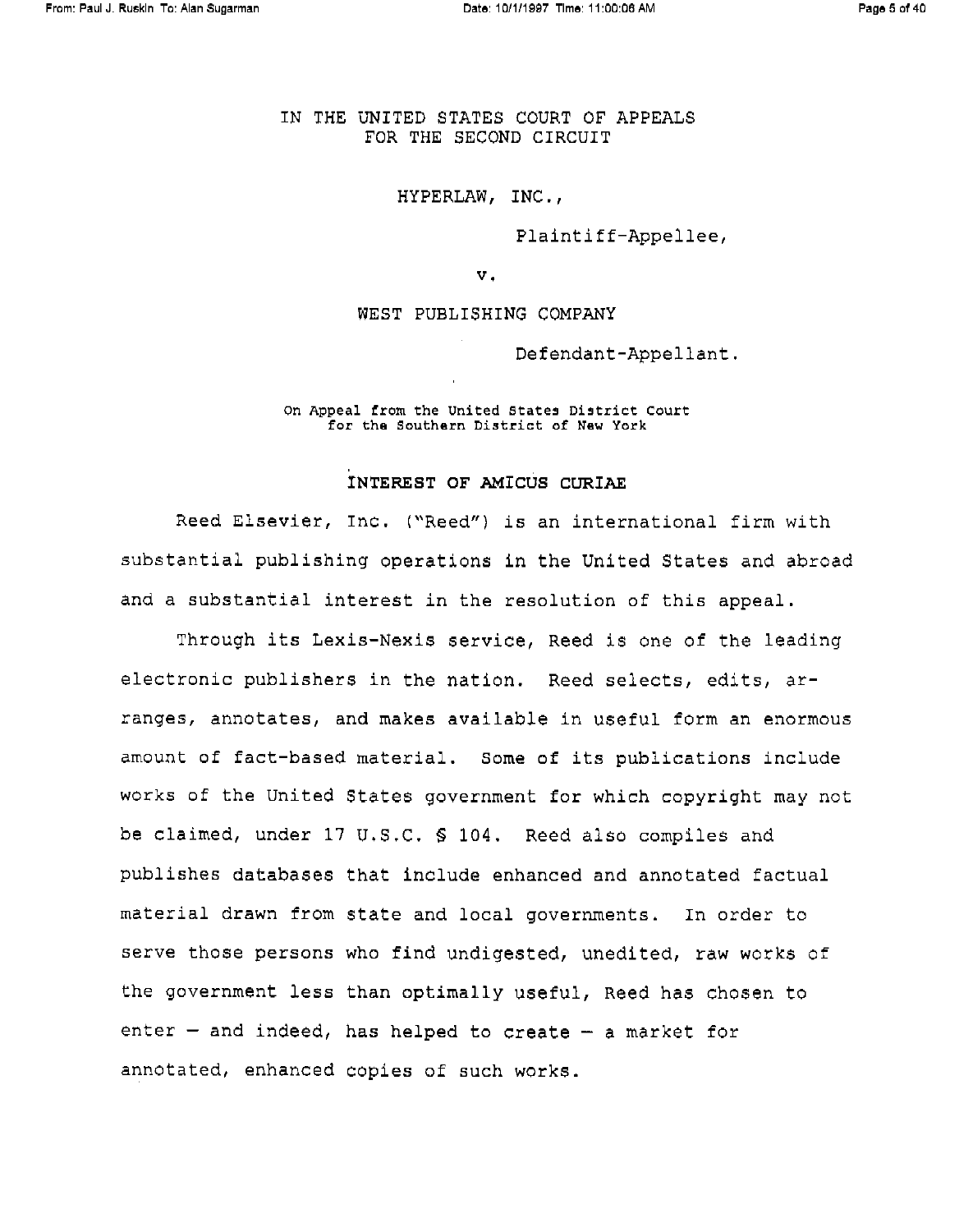IN THE UNITED STATES COURT OF APPEALS
FOR THE SECOND CIRCUIT

HYPERLAW, INC.,

Plaintiff-Appellee,

v.

WEST PUBLISHING COMPANY

Defendant-Appellant.

On Appeal from the United States District Court
for the Southern District of New York

## INTEREST OF AMICUS CURIAE

Reed Elsevier, Inc. ("Reed") is an international firm with substantial publishing operations in the United States and abroad and a substantial interest in the resolution of this appeal.

Through its Lexis-Nexis service, Reed is one of the leading electronic publishers in the nation. Reed selects, edits, arranges, annotates, and makes available in useful form an enormous amount of fact-based material. Some of its publications include works of the United States government for which copyright may not be claimed, under 17 U.S.C. § 104. Reed also compiles and publishes databases that include enhanced and annotated factual material drawn from state and local governments. In order to serve those persons who find undigested, unedited, raw works of the government less than optimally useful, Reed has chosen to enter – and indeed, has helped to create – a market for annotated, enhanced copies of such works.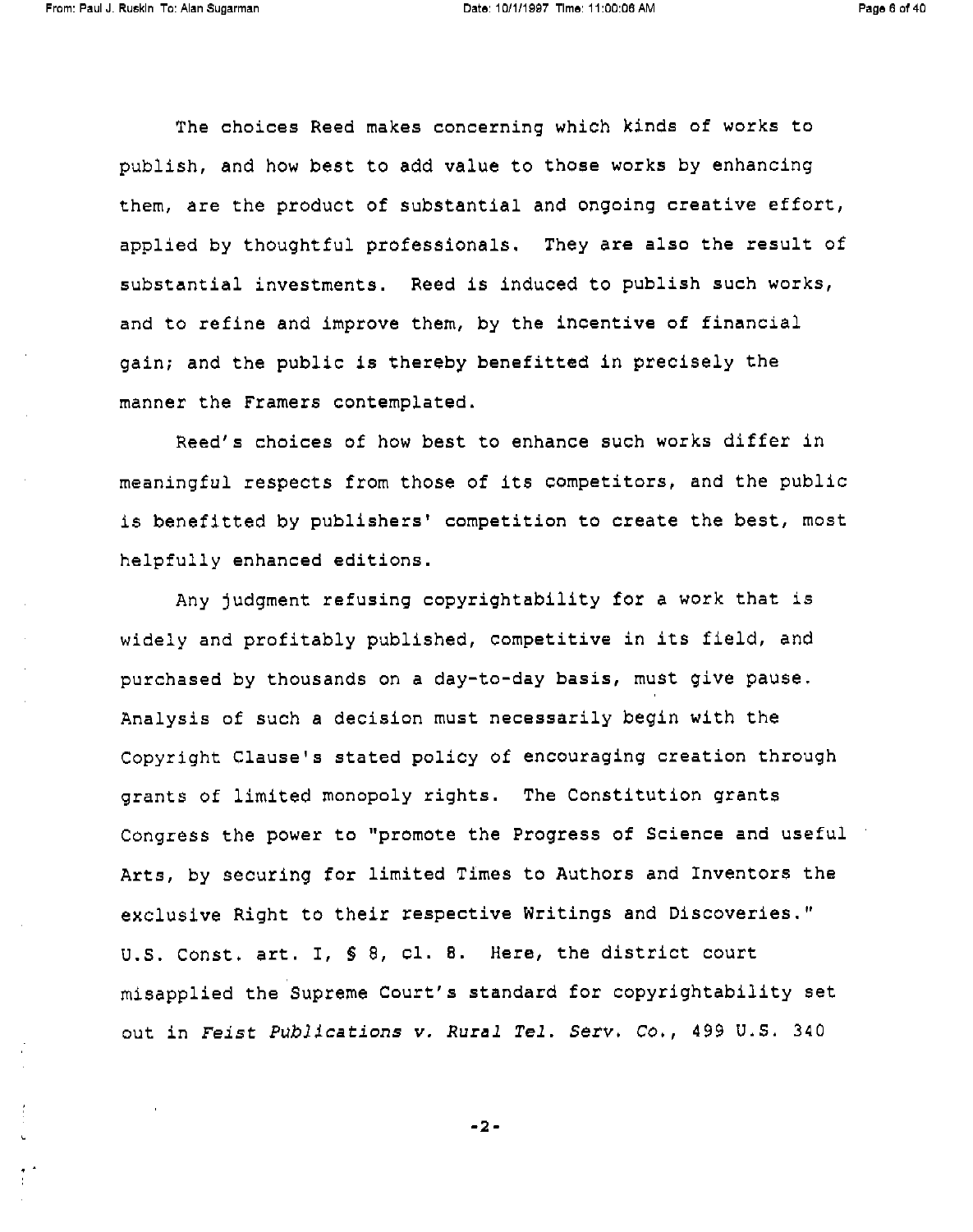The choices Reed makes concerning which kinds of works to publish, and how best to add value to those works by enhancing them, are the product of substantial and ongoing creative effort, applied by thoughtful professionals. They are also the result of substantial investments. Reed is induced to publish such works, and to refine and improve them, by the incentive of financial gain; and the public is thereby benefitted in precisely the manner the Framers contemplated.

Reed's choices of how best to enhance such works differ in meaningful respects from those of its competitors, and the public is benefitted by publishers' competition to create the best, most helpfully enhanced editions.

Any judgment refusing copyrightability for a work that is widely and profitably published, competitive in its field, and purchased by thousands on a day-to-day basis, must give pause. Analysis of such a decision must necessarily begin with the Copyright Clause's stated policy of encouraging creation through grants of limited monopoly rights. The Constitution grants Congress the power to "promote the Progress of Science and useful Arts, by securing for limited Times to Authors and Inventors the exclusive Right to their respective Writings and Discoveries." U.S. Const. art. I, § 8, cl. 8. Here, the district court misapplied the Supreme Court's standard for copyrightability set out in *Feist Publications v. Rural Tel. Serv. Co.*, 499 U.S. 340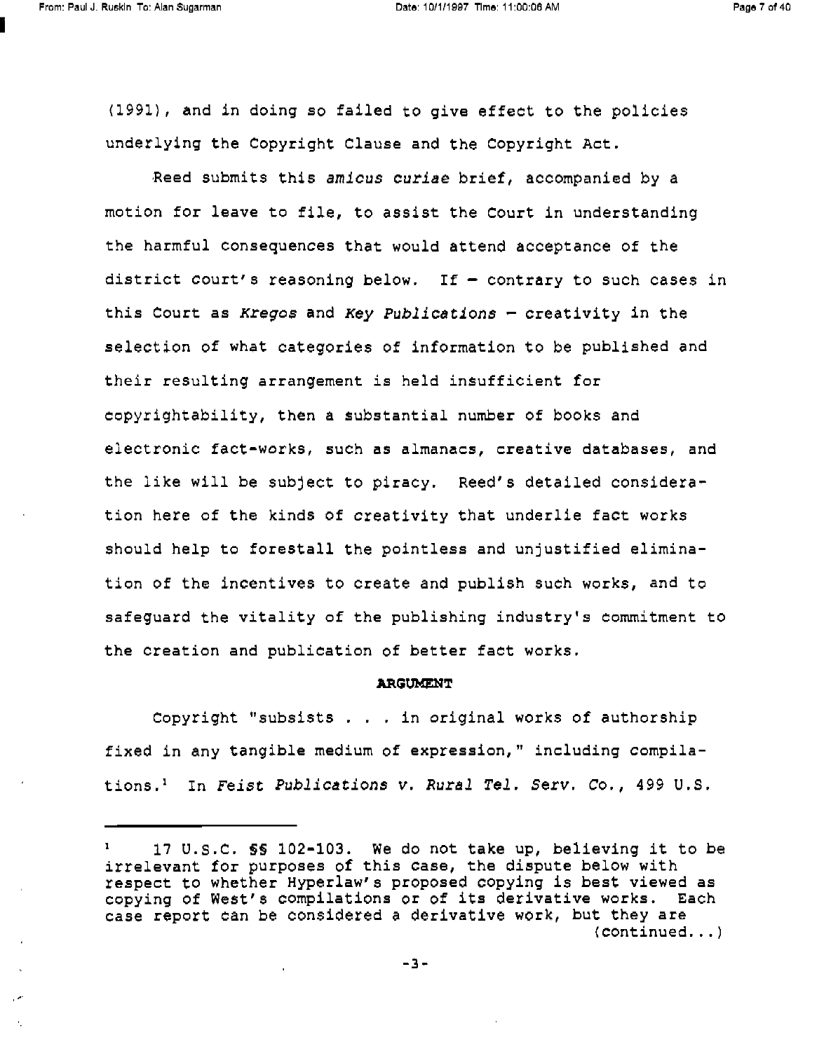(1991), and in doing so failed to give effect to the policies underlying the Copyright Clause and the Copyright Act.

Reed submits this *amicus curiae* brief, accompanied by a motion for leave to file, to assist the Court in understanding the harmful consequences that would attend acceptance of the district court's reasoning below. If – contrary to such cases in this Court as *Kregos* and *Key Publications* – creativity in the selection of what categories of information to be published and their resulting arrangement is held insufficient for copyrightability, then a substantial number of books and electronic fact-works, such as almanacs, creative databases, and the like will be subject to piracy. Reed's detailed consideration here of the kinds of creativity that underlie fact works should help to forestall the pointless and unjustified elimination of the incentives to create and publish such works, and to safeguard the vitality of the publishing industry's commitment to the creation and publication of better fact works.

**ARGUMENT**

Copyright "subsists . . . in original works of authorship fixed in any tangible medium of expression," including compilations.[1] In *Feist Publications v. Rural Tel. Serv. Co.*, 499 U.S.

---

[1] 17 U.S.C. §§ 102-103. We do not take up, believing it to be irrelevant for purposes of this case, the dispute below with respect to whether Hyperlaw's proposed copying is best viewed as copying of West's compilations or of its derivative works. Each case report can be considered a derivative work, but they are (continued...)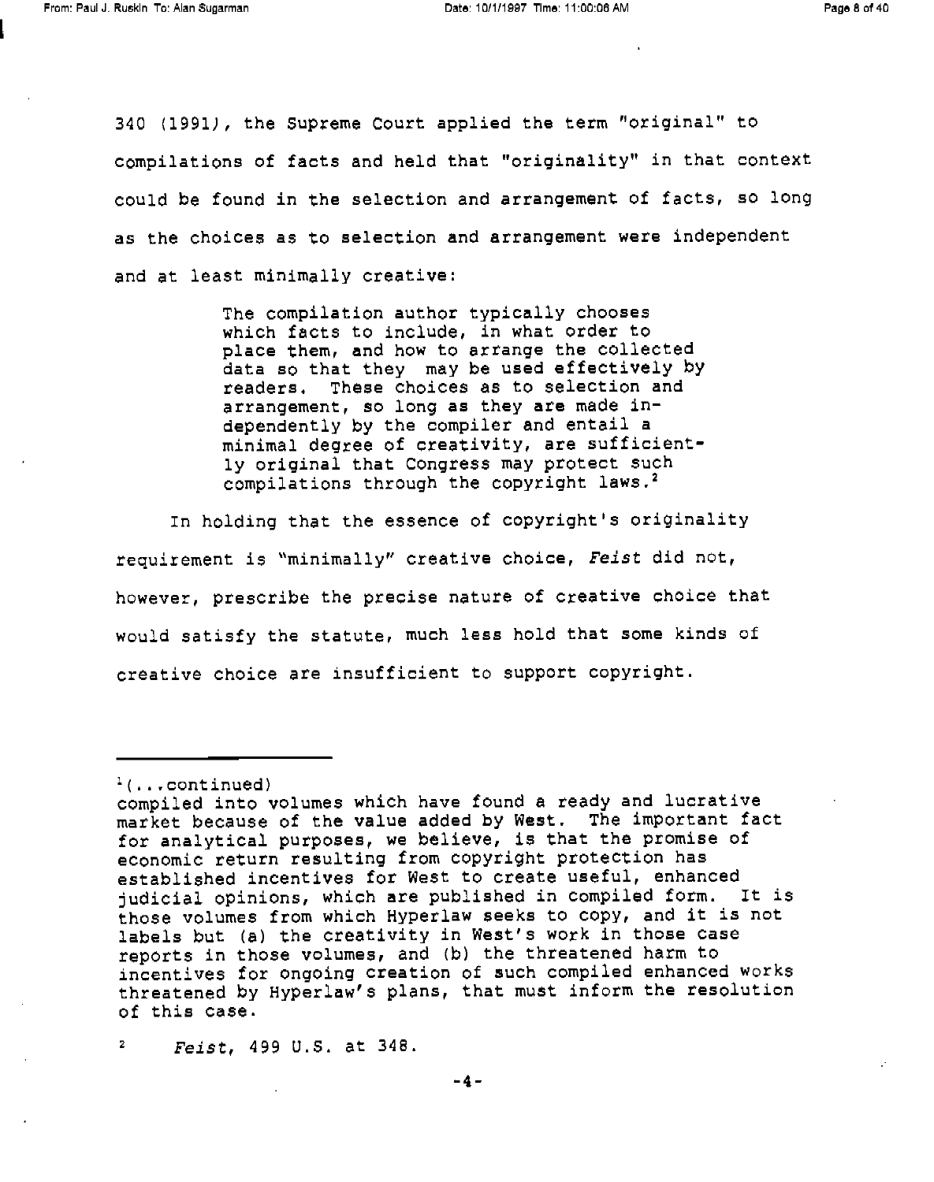340 (1991), the Supreme Court applied the term "original" to compilations of facts and held that "originality" in that context could be found in the selection and arrangement of facts, so long as the choices as to selection and arrangement were independent and at least minimally creative:

> The compilation author typically chooses which facts to include, in what order to place them, and how to arrange the collected data so that they may be used effectively by readers. These choices as to selection and arrangement, so long as they are made independently by the compiler and entail a minimal degree of creativity, are sufficiently original that Congress may protect such compilations through the copyright laws.[2]

In holding that the essence of copyright's originality requirement is "minimally" creative choice, *Feist* did not, however, prescribe the precise nature of creative choice that would satisfy the statute, much less hold that some kinds of creative choice are insufficient to support copyright.

---

[1](...continued)
compiled into volumes which have found a ready and lucrative market because of the value added by West. The important fact for analytical purposes, we believe, is that the promise of economic return resulting from copyright protection has established incentives for West to create useful, enhanced judicial opinions, which are published in compiled form. It is those volumes from which Hyperlaw seeks to copy, and it is not labels but (a) the creativity in West's work in those case reports in those volumes, and (b) the threatened harm to incentives for ongoing creation of such compiled enhanced works threatened by Hyperlaw's plans, that must inform the resolution of this case.

[2] *Feist*, 499 U.S. at 348.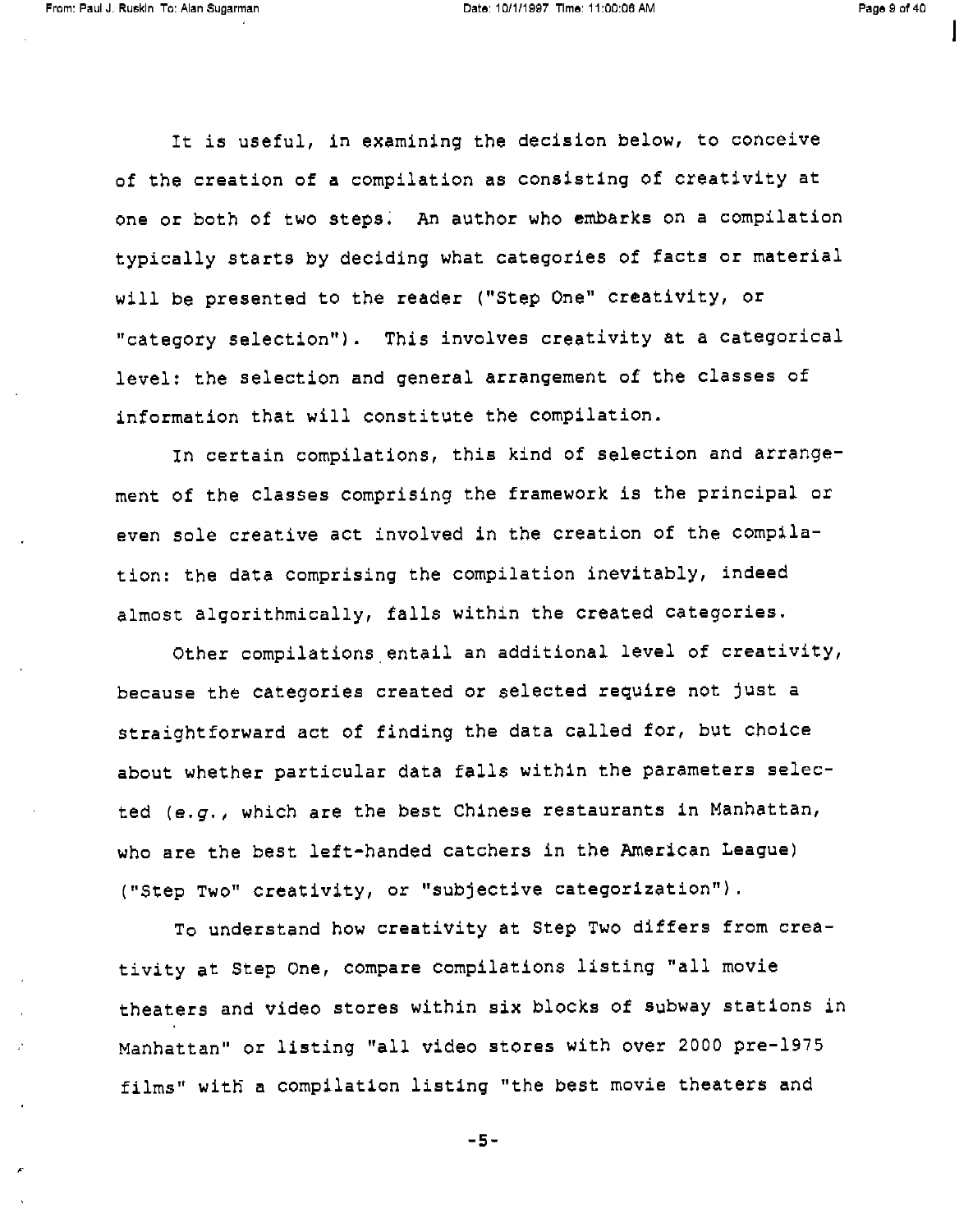It is useful, in examining the decision below, to conceive of the creation of a compilation as consisting of creativity at one or both of two steps. An author who embarks on a compilation typically starts by deciding what categories of facts or material will be presented to the reader ("Step One" creativity, or "category selection"). This involves creativity at a categorical level: the selection and general arrangement of the classes of information that will constitute the compilation.

In certain compilations, this kind of selection and arrangement of the classes comprising the framework is the principal or even sole creative act involved in the creation of the compilation: the data comprising the compilation inevitably, indeed almost algorithmically, falls within the created categories.

Other compilations entail an additional level of creativity, because the categories created or selected require not just a straightforward act of finding the data called for, but choice about whether particular data falls within the parameters selected (*e.g.*, which are the best Chinese restaurants in Manhattan, who are the best left-handed catchers in the American League) ("Step Two" creativity, or "subjective categorization").

To understand how creativity at Step Two differs from creativity at Step One, compare compilations listing "all movie theaters and video stores within six blocks of subway stations in Manhattan" or listing "all video stores with over 2000 pre-1975 films" with a compilation listing "the best movie theaters and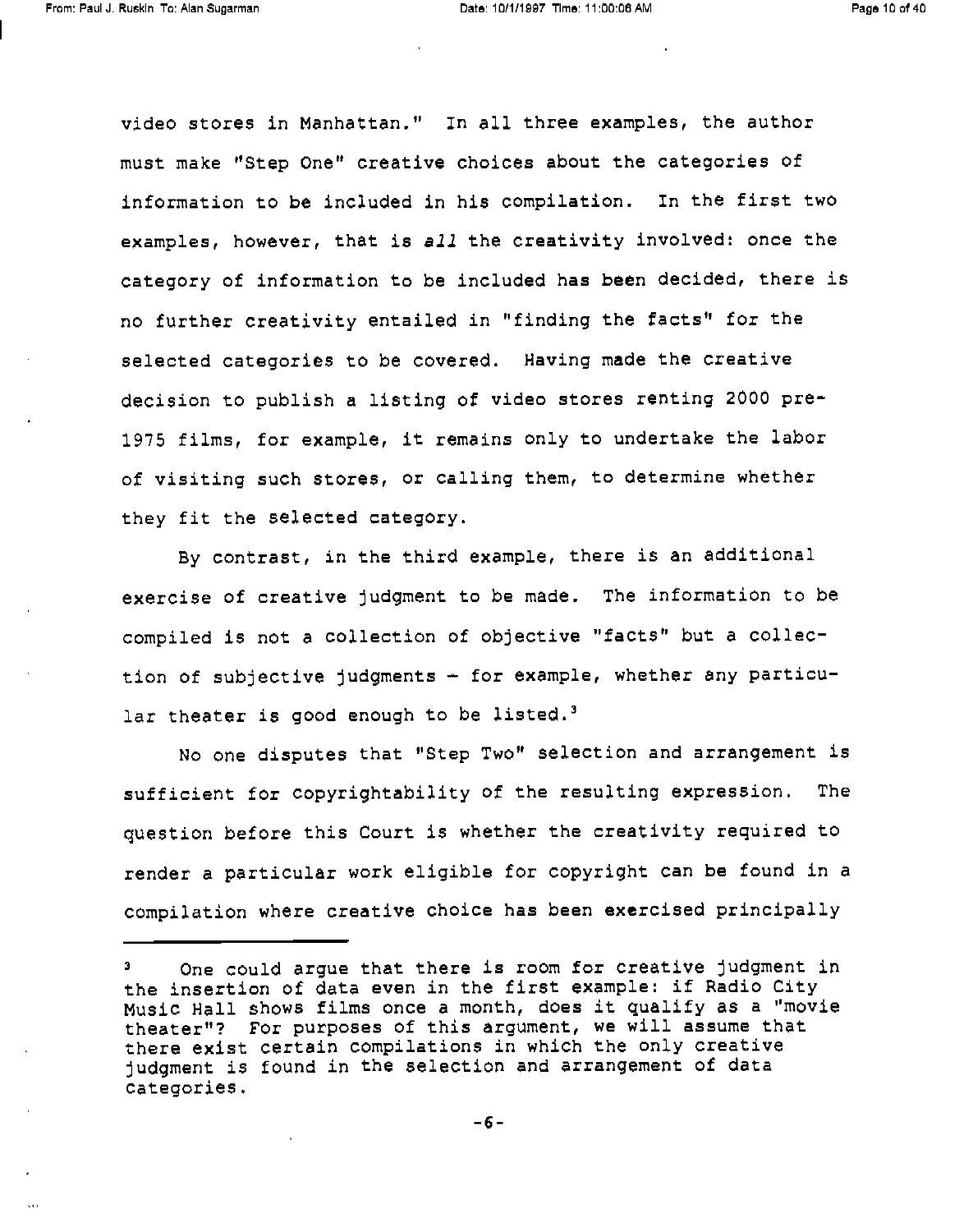video stores in Manhattan." In all three examples, the author must make "Step One" creative choices about the categories of information to be included in his compilation. In the first two examples, however, that is *all* the creativity involved: once the category of information to be included has been decided, there is no further creativity entailed in "finding the facts" for the selected categories to be covered. Having made the creative decision to publish a listing of video stores renting 2000 pre-1975 films, for example, it remains only to undertake the labor of visiting such stores, or calling them, to determine whether they fit the selected category.

By contrast, in the third example, there is an additional exercise of creative judgment to be made. The information to be compiled is not a collection of objective "facts" but a collection of subjective judgments – for example, whether any particular theater is good enough to be listed.[3]

No one disputes that "Step Two" selection and arrangement is sufficient for copyrightability of the resulting expression. The question before this Court is whether the creativity required to render a particular work eligible for copyright can be found in a compilation where creative choice has been exercised principally

---

[3] One could argue that there is room for creative judgment in the insertion of data even in the first example: if Radio City Music Hall shows films once a month, does it qualify as a "movie theater"? For purposes of this argument, we will assume that there exist certain compilations in which the only creative judgment is found in the selection and arrangement of data categories.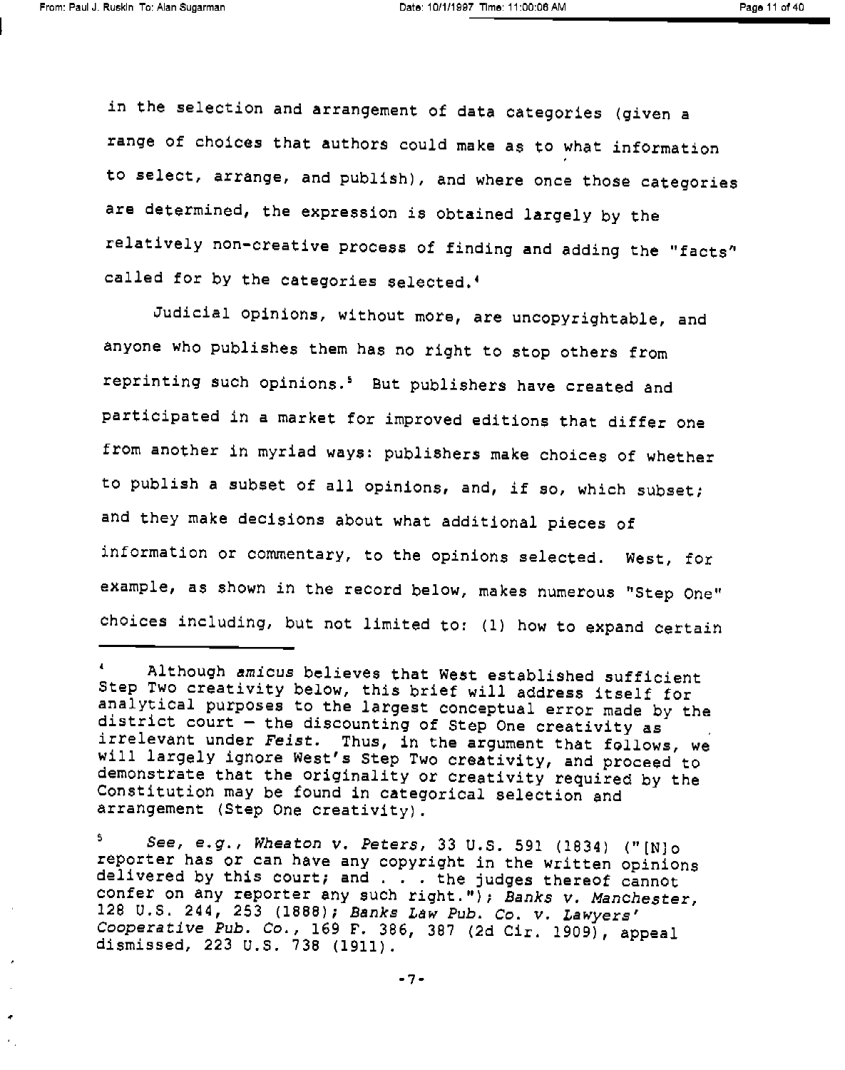in the selection and arrangement of data categories (given a range of choices that authors could make as to what information to select, arrange, and publish), and where once those categories are determined, the expression is obtained largely by the relatively non-creative process of finding and adding the "facts" called for by the categories selected.[4]

Judicial opinions, without more, are uncopyrightable, and anyone who publishes them has no right to stop others from reprinting such opinions.[5] But publishers have created and participated in a market for improved editions that differ one from another in myriad ways: publishers make choices of whether to publish a subset of all opinions, and, if so, which subset; and they make decisions about what additional pieces of information or commentary, to the opinions selected. West, for example, as shown in the record below, makes numerous "Step One" choices including, but not limited to: (1) how to expand certain

---

[4] Although *amicus* believes that West established sufficient Step Two creativity below, this brief will address itself for analytical purposes to the largest conceptual error made by the district court — the discounting of Step One creativity as irrelevant under *Feist*. Thus, in the argument that follows, we will largely ignore West's Step Two creativity, and proceed to demonstrate that the originality or creativity required by the Constitution may be found in categorical selection and arrangement (Step One creativity).

[5] *See, e.g., Wheaton v. Peters*, 33 U.S. 591 (1834) ("[N]o reporter has or can have any copyright in the written opinions delivered by this court; and . . . the judges thereof cannot confer on any reporter any such right."); *Banks v. Manchester*, 128 U.S. 244, 253 (1888); *Banks Law Pub. Co. v. Lawyers' Cooperative Pub. Co.*, 169 F. 386, 387 (2d Cir. 1909), appeal dismissed, 223 U.S. 738 (1911).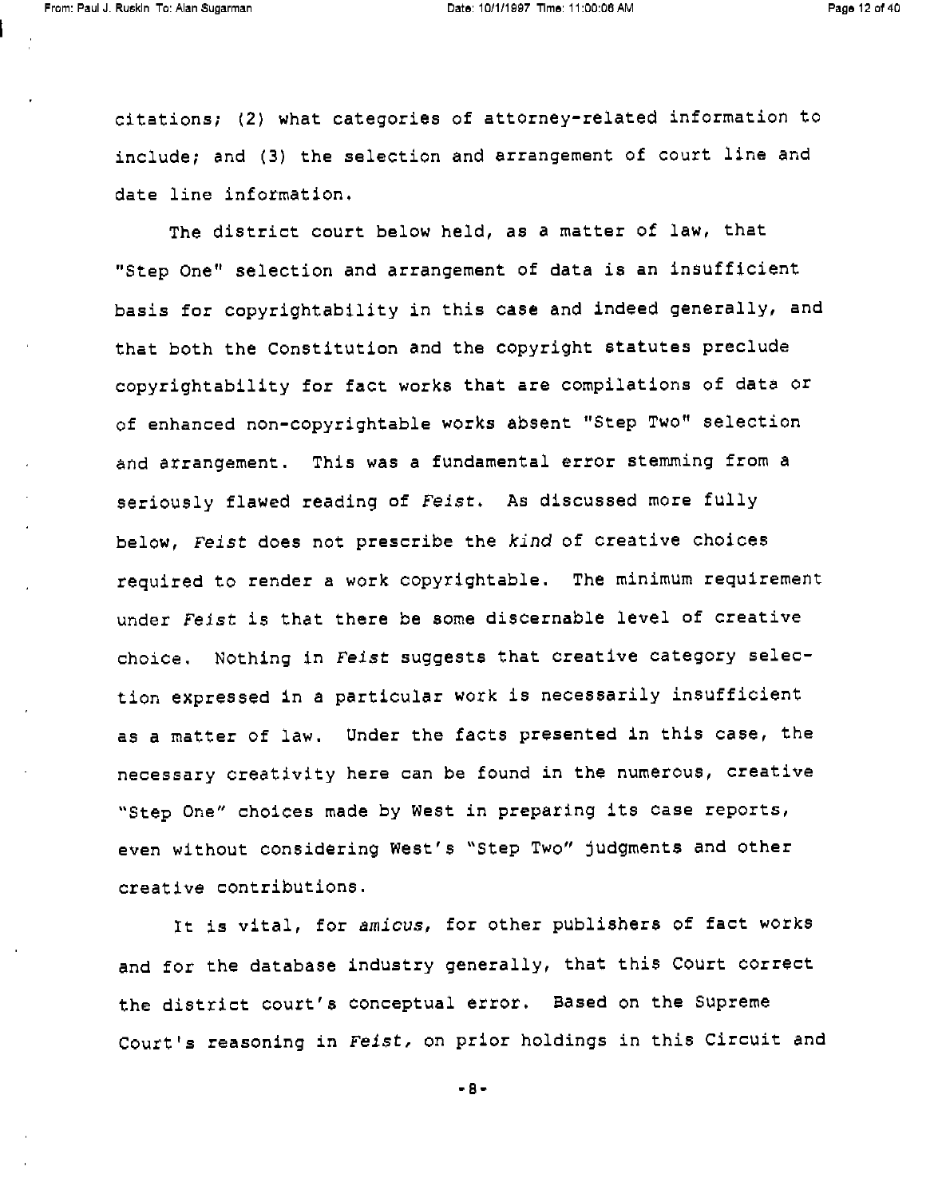citations; (2) what categories of attorney-related information to include; and (3) the selection and arrangement of court line and date line information.

The district court below held, as a matter of law, that "Step One" selection and arrangement of data is an insufficient basis for copyrightability in this case and indeed generally, and that both the Constitution and the copyright statutes preclude copyrightability for fact works that are compilations of data or of enhanced non-copyrightable works absent "Step Two" selection and arrangement. This was a fundamental error stemming from a seriously flawed reading of *Feist*. As discussed more fully below, *Feist* does not prescribe the *kind* of creative choices required to render a work copyrightable. The minimum requirement under *Feist* is that there be some discernable level of creative choice. Nothing in *Feist* suggests that creative category selection expressed in a particular work is necessarily insufficient as a matter of law. Under the facts presented in this case, the necessary creativity here can be found in the numerous, creative "Step One" choices made by West in preparing its case reports, even without considering West's "Step Two" judgments and other creative contributions.

It is vital, for *amicus*, for other publishers of fact works and for the database industry generally, that this Court correct the district court's conceptual error. Based on the Supreme Court's reasoning in *Feist*, on prior holdings in this Circuit and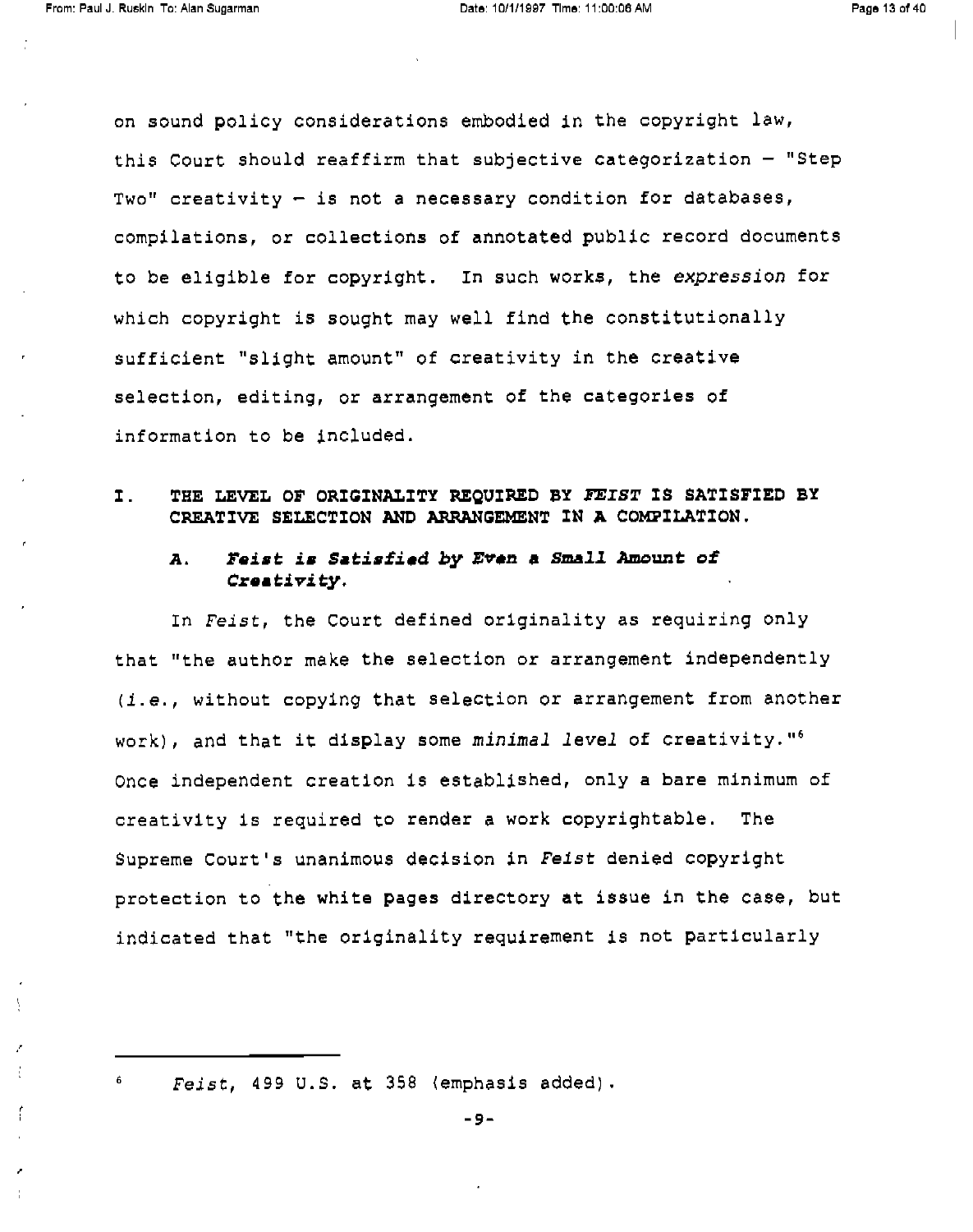on sound policy considerations embodied in the copyright law, this Court should reaffirm that subjective categorization – "Step Two" creativity – is not a necessary condition for databases, compilations, or collections of annotated public record documents to be eligible for copyright. In such works, the *expression* for which copyright is sought may well find the constitutionally sufficient "slight amount" of creativity in the creative selection, editing, or arrangement of the categories of information to be included.

## I. THE LEVEL OF ORIGINALITY REQUIRED BY *FEIST* IS SATISFIED BY CREATIVE SELECTION AND ARRANGEMENT IN A COMPILATION.

### A. *Feist is Satisfied by Even a Small Amount of Creativity.*

In *Feist*, the Court defined originality as requiring only that "the author make the selection or arrangement independently (*i.e.*, without copying that selection or arrangement from another work), and that it display some *minimal level* of creativity."[6] Once independent creation is established, only a bare minimum of creativity is required to render a work copyrightable. The Supreme Court's unanimous decision in *Feist* denied copyright protection to the white pages directory at issue in the case, but indicated that "the originality requirement is not particularly

---

[6] *Feist*, 499 U.S. at 358 (emphasis added).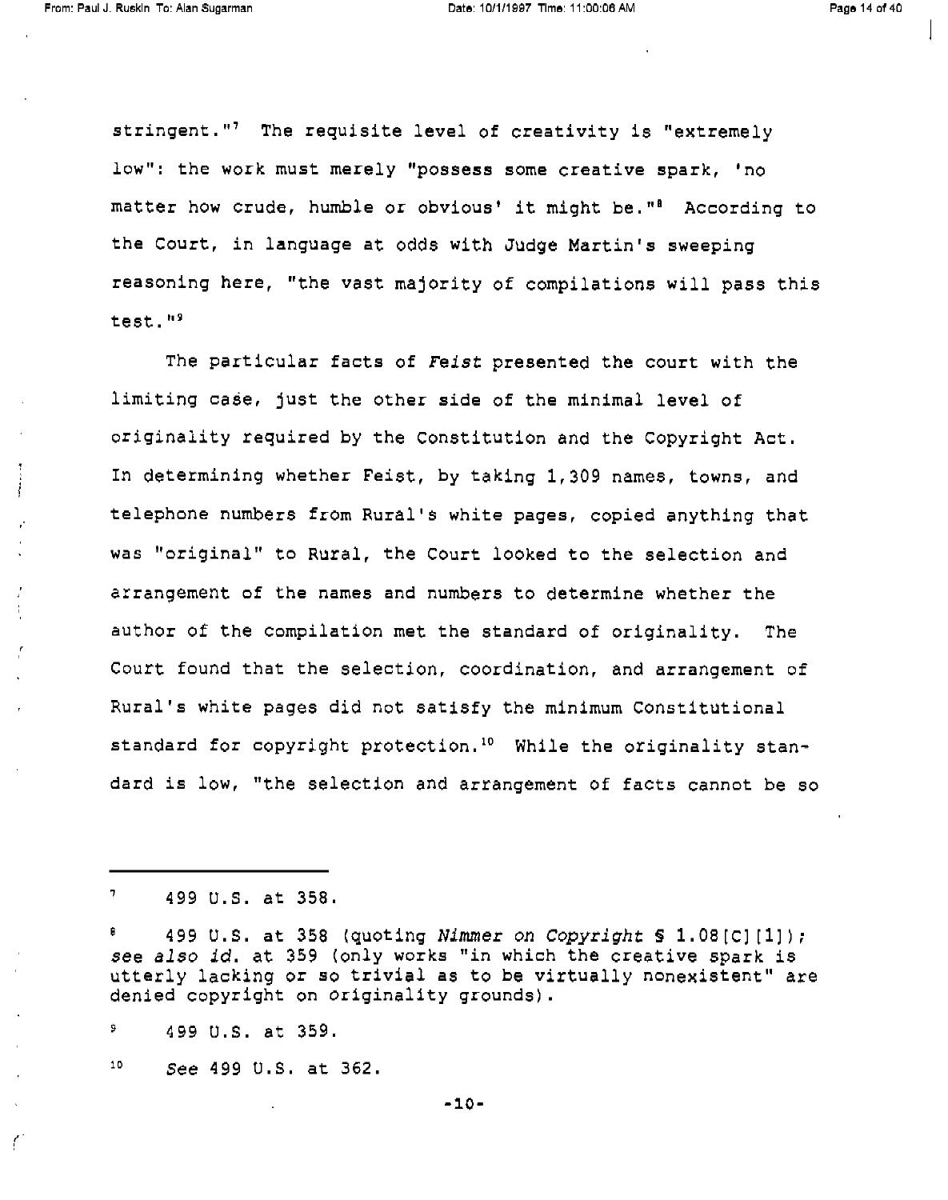stringent."[7] The requisite level of creativity is "extremely low": the work must merely "possess some creative spark, 'no matter how crude, humble or obvious' it might be."[8] According to the Court, in language at odds with Judge Martin's sweeping reasoning here, "the vast majority of compilations will pass this test."[9]

The particular facts of *Feist* presented the court with the limiting case, just the other side of the minimal level of originality required by the Constitution and the Copyright Act. In determining whether Feist, by taking 1,309 names, towns, and telephone numbers from Rural's white pages, copied anything that was "original" to Rural, the Court looked to the selection and arrangement of the names and numbers to determine whether the author of the compilation met the standard of originality. The Court found that the selection, coordination, and arrangement of Rural's white pages did not satisfy the minimum Constitutional standard for copyright protection.[10] While the originality standard is low, "the selection and arrangement of facts cannot be so

---

[7] 499 U.S. at 358.

[8] 499 U.S. at 358 (quoting *Nimmer on Copyright* § 1.08[C][1]); *see also id.* at 359 (only works "in which the creative spark is utterly lacking or so trivial as to be virtually nonexistent" are denied copyright on originality grounds).

[9] 499 U.S. at 359.

[10] *See* 499 U.S. at 362.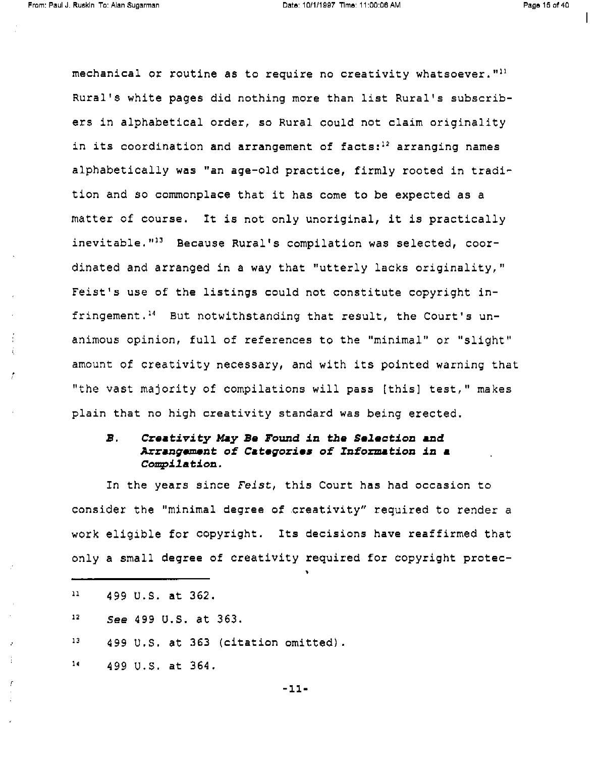mechanical or routine as to require no creativity whatsoever."[11] Rural's white pages did nothing more than list Rural's subscribers in alphabetical order, so Rural could not claim originality in its coordination and arrangement of facts:[12] arranging names alphabetically was "an age-old practice, firmly rooted in tradition and so commonplace that it has come to be expected as a matter of course. It is not only unoriginal, it is practically inevitable."[13] Because Rural's compilation was selected, coordinated and arranged in a way that "utterly lacks originality," Feist's use of the listings could not constitute copyright infringement.[14] But notwithstanding that result, the Court's unanimous opinion, full of references to the "minimal" or "slight" amount of creativity necessary, and with its pointed warning that "the vast majority of compilations will pass [this] test," makes plain that no high creativity standard was being erected.

### B. *Creativity May Be Found in the Selection and Arrangement of Categories of Information in a Compilation.*

In the years since *Feist*, this Court has had occasion to consider the "minimal degree of creativity" required to render a work eligible for copyright. Its decisions have reaffirmed that only a small degree of creativity required for copyright protec-

---

[11] 499 U.S. at 362.

[12] *See* 499 U.S. at 363.

[13] 499 U.S. at 363 (citation omitted).

[14] 499 U.S. at 364.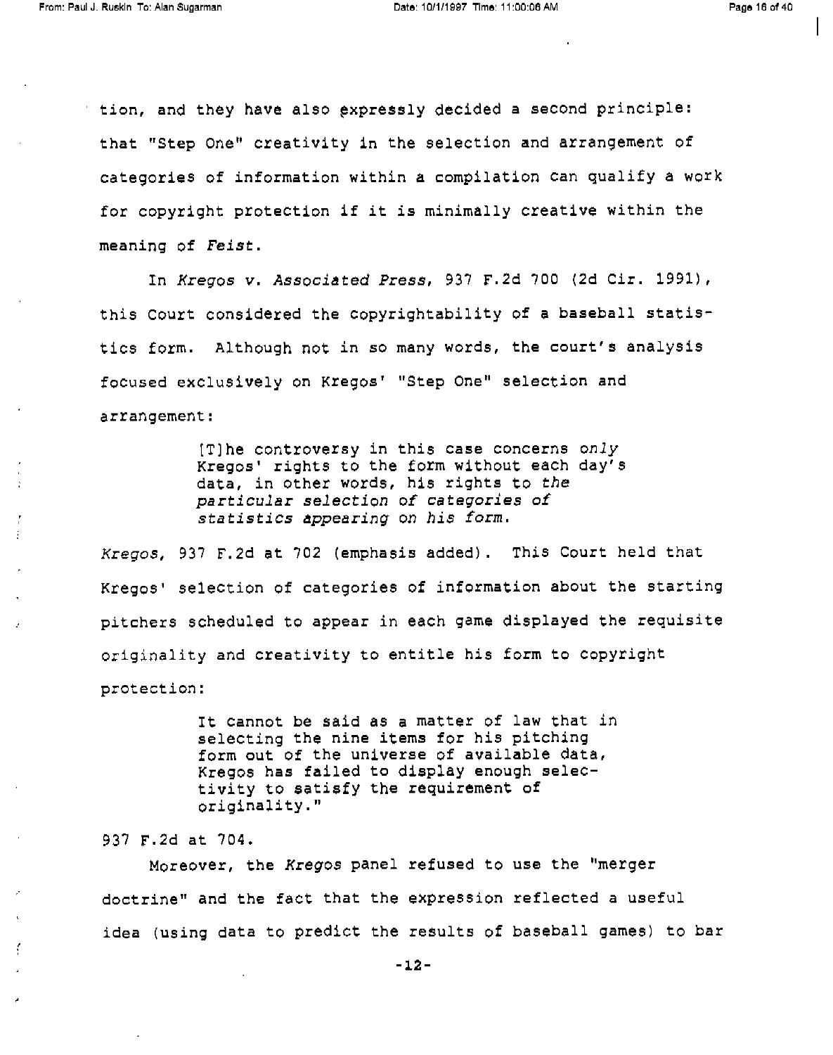tion, and they have also expressly decided a second principle: that "Step One" creativity in the selection and arrangement of categories of information within a compilation can qualify a work for copyright protection if it is minimally creative within the meaning of *Feist*.

In *Kregos v. Associated Press*, 937 F.2d 700 (2d Cir. 1991), this Court considered the copyrightability of a baseball statistics form. Although not in so many words, the court's analysis focused exclusively on Kregos' "Step One" selection and arrangement:

> [T]he controversy in this case concerns *only* Kregos' rights to the form without each day's data, in other words, his rights to *the particular selection of categories of statistics appearing on his form.*

*Kregos*, 937 F.2d at 702 (emphasis added). This Court held that Kregos' selection of categories of information about the starting pitchers scheduled to appear in each game displayed the requisite originality and creativity to entitle his form to copyright protection:

> It cannot be said as a matter of law that in selecting the nine items for his pitching form out of the universe of available data, Kregos has failed to display enough selectivity to satisfy the requirement of originality."

937 F.2d at 704.

Moreover, the *Kregos* panel refused to use the "merger doctrine" and the fact that the expression reflected a useful idea (using data to predict the results of baseball games) to bar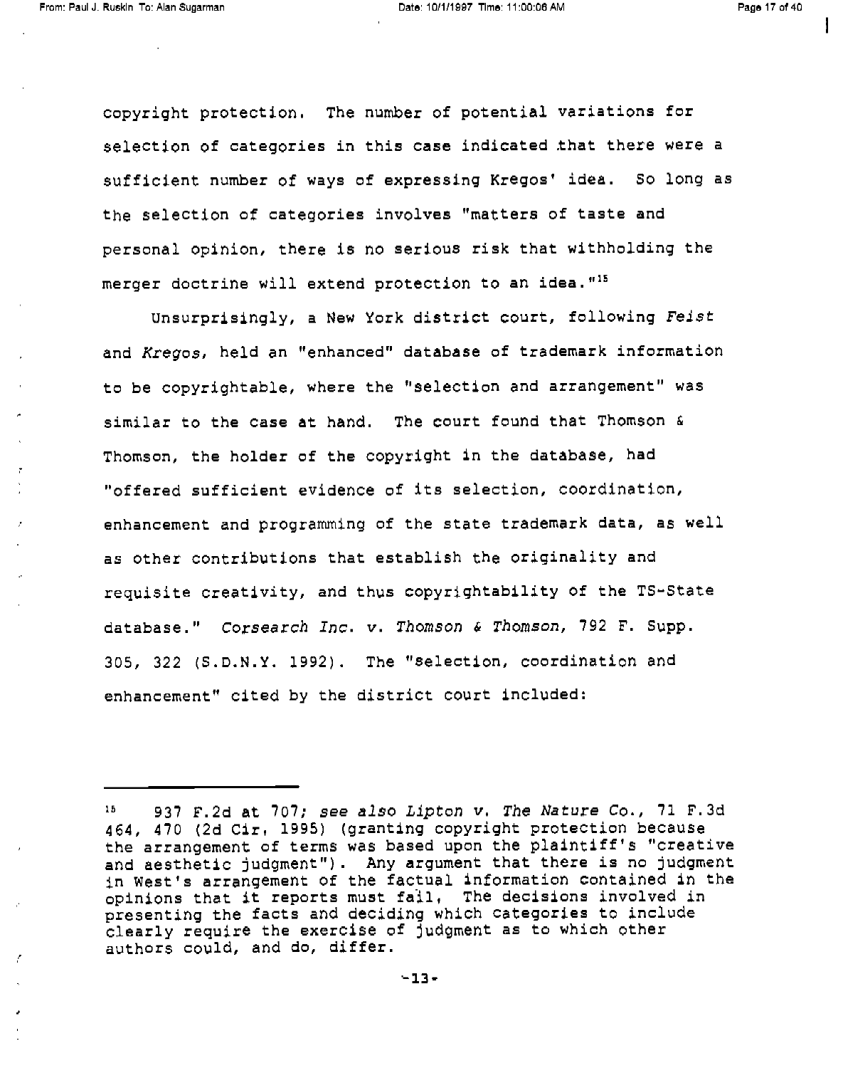copyright protection. The number of potential variations for selection of categories in this case indicated that there were a sufficient number of ways of expressing Kregos' idea. So long as the selection of categories involves "matters of taste and personal opinion, there is no serious risk that withholding the merger doctrine will extend protection to an idea."[15]

Unsurprisingly, a New York district court, following *Feist* and *Kregos*, held an "enhanced" database of trademark information to be copyrightable, where the "selection and arrangement" was similar to the case at hand. The court found that Thomson & Thomson, the holder of the copyright in the database, had "offered sufficient evidence of its selection, coordination, enhancement and programming of the state trademark data, as well as other contributions that establish the originality and requisite creativity, and thus copyrightability of the TS-State database." *Corsearch Inc. v. Thomson & Thomson*, 792 F. Supp. 305, 322 (S.D.N.Y. 1992). The "selection, coordination and enhancement" cited by the district court included:

---

[15] 937 F.2d at 707; *see also Lipton v. The Nature Co.*, 71 F.3d 464, 470 (2d Cir. 1995) (granting copyright protection because the arrangement of terms was based upon the plaintiff's "creative and aesthetic judgment"). Any argument that there is no judgment in West's arrangement of the factual information contained in the opinions that it reports must fail. The decisions involved in presenting the facts and deciding which categories to include clearly require the exercise of judgment as to which other authors could, and do, differ.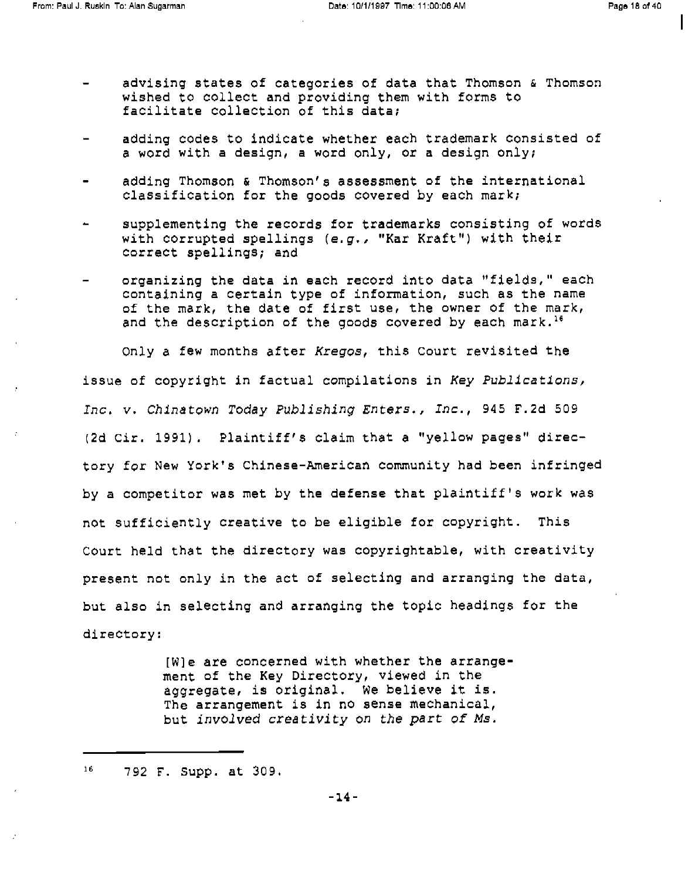- advising states of categories of data that Thomson & Thomson wished to collect and providing them with forms to facilitate collection of this data;
- adding codes to indicate whether each trademark consisted of a word with a design, a word only, or a design only;
- adding Thomson & Thomson's assessment of the international classification for the goods covered by each mark;
- supplementing the records for trademarks consisting of words with corrupted spellings (*e.g.*, "Kar Kraft") with their correct spellings; and
- organizing the data in each record into data "fields," each containing a certain type of information, such as the name of the mark, the date of first use, the owner of the mark, and the description of the goods covered by each mark.[16]

Only a few months after *Kregos*, this Court revisited the issue of copyright in factual compilations in *Key Publications, Inc. v. Chinatown Today Publishing Enters., Inc.*, 945 F.2d 509 (2d Cir. 1991). Plaintiff's claim that a "yellow pages" directory for New York's Chinese-American community had been infringed by a competitor was met by the defense that plaintiff's work was not sufficiently creative to be eligible for copyright. This Court held that the directory was copyrightable, with creativity present not only in the act of selecting and arranging the data, but also in selecting and arranging the topic headings for the directory:

> [W]e are concerned with whether the arrangement of the Key Directory, viewed in the aggregate, is original. We believe it is. The arrangement is in no sense mechanical, but *involved creativity on the part of Ms.*

---

[16] 792 F. Supp. at 309.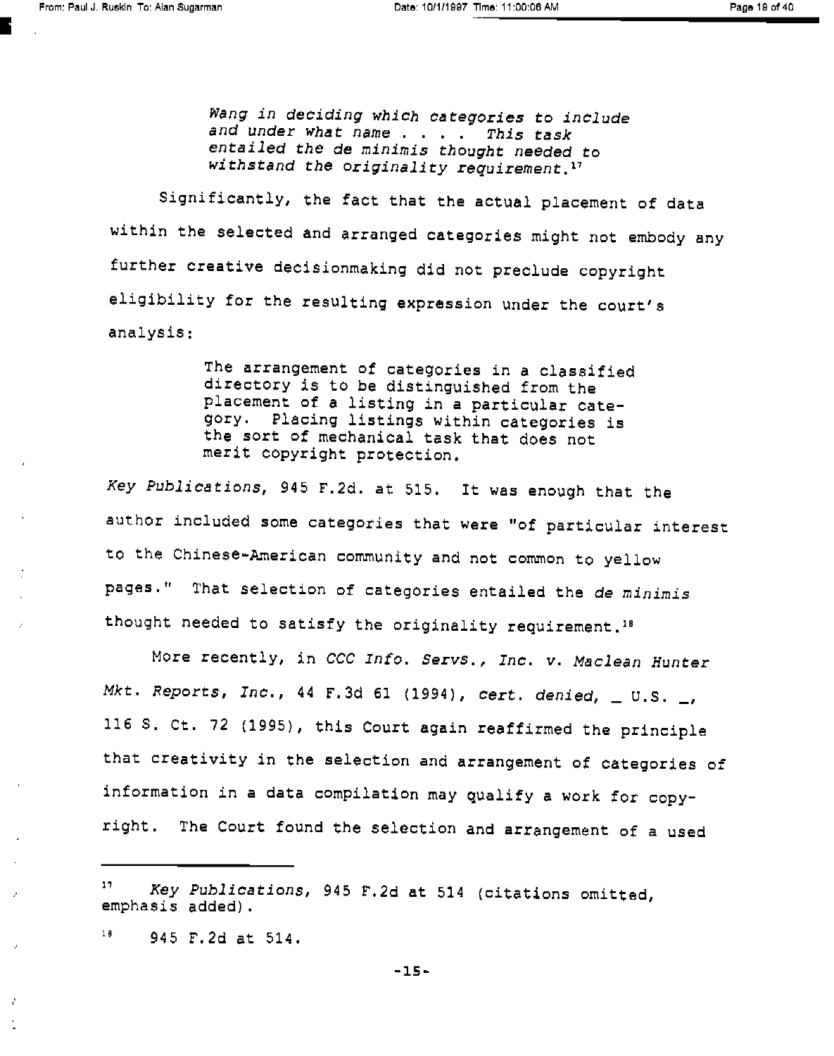> *Wang in deciding which categories to include and under what name . . . . This task entailed the de minimis thought needed to withstand the originality requirement.*[17]

Significantly, the fact that the actual placement of data within the selected and arranged categories might not embody any further creative decisionmaking did not preclude copyright eligibility for the resulting expression under the court's analysis:

> The arrangement of categories in a classified directory is to be distinguished from the placement of a listing in a particular category. Placing listings within categories is the sort of mechanical task that does not merit copyright protection.

*Key Publications*, 945 F.2d. at 515. It was enough that the author included some categories that were "of particular interest to the Chinese-American community and not common to yellow pages." That selection of categories entailed the *de minimis* thought needed to satisfy the originality requirement.[18]

More recently, in *CCC Info. Servs., Inc. v. Maclean Hunter Mkt. Reports, Inc.*, 44 F.3d 61 (1994), *cert. denied*, _ U.S. _, 116 S. Ct. 72 (1995), this Court again reaffirmed the principle that creativity in the selection and arrangement of categories of information in a data compilation may qualify a work for copyright. The Court found the selection and arrangement of a used

---

[17] *Key Publications*, 945 F.2d at 514 (citations omitted, emphasis added).

[18] 945 F.2d at 514.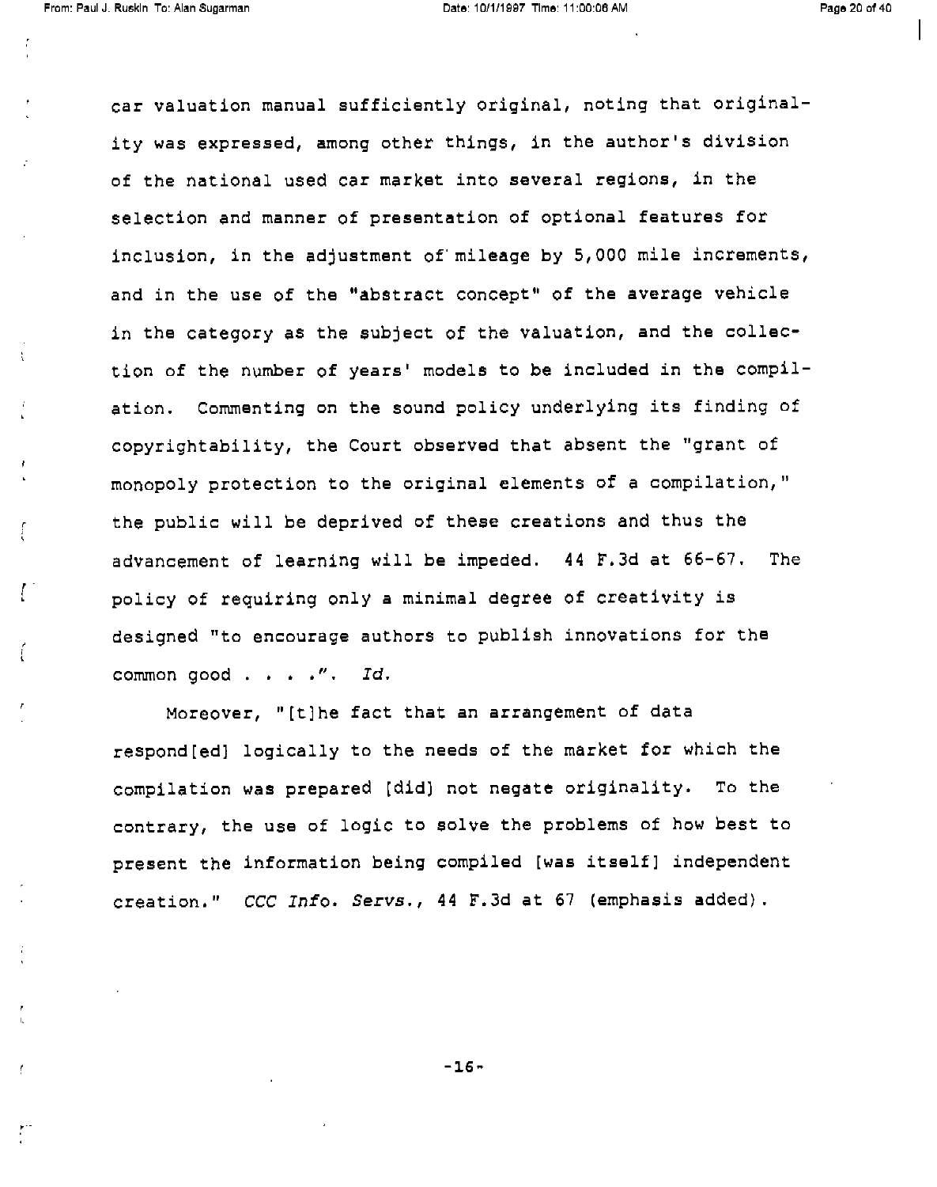car valuation manual sufficiently original, noting that originality was expressed, among other things, in the author's division of the national used car market into several regions, in the selection and manner of presentation of optional features for inclusion, in the adjustment of mileage by 5,000 mile increments, and in the use of the "abstract concept" of the average vehicle in the category as the subject of the valuation, and the collection of the number of years' models to be included in the compilation. Commenting on the sound policy underlying its finding of copyrightability, the Court observed that absent the "grant of monopoly protection to the original elements of a compilation," the public will be deprived of these creations and thus the advancement of learning will be impeded. 44 F.3d at 66-67. The policy of requiring only a minimal degree of creativity is designed "to encourage authors to publish innovations for the common good . . . .". *Id.*

Moreover, "[t]he fact that an arrangement of data respond[ed] logically to the needs of the market for which the compilation was prepared [did] not negate originality. To the contrary, the use of logic to solve the problems of how best to present the information being compiled [was itself] independent creation." *CCC Info. Servs.*, 44 F.3d at 67 (emphasis added).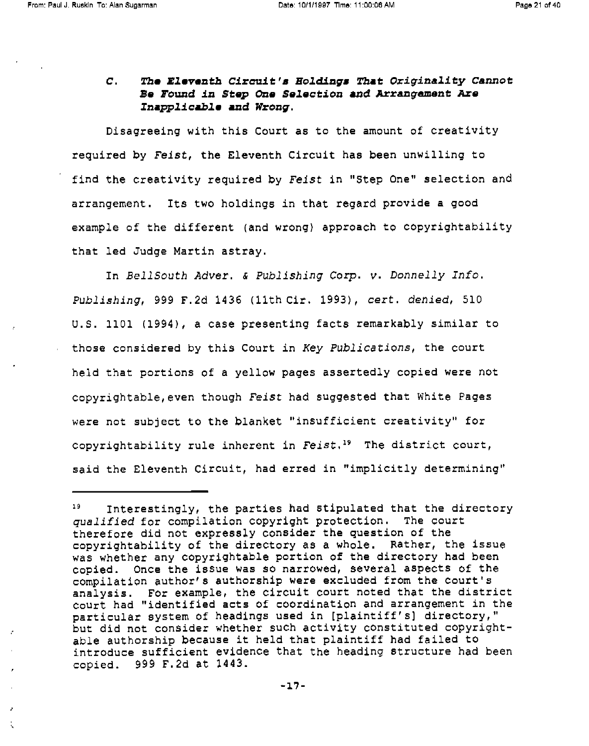### C. *The Eleventh Circuit's Holdings That Originality Cannot Be Found in Step One Selection and Arrangement Are Inapplicable and Wrong.*

Disagreeing with this Court as to the amount of creativity required by *Feist*, the Eleventh Circuit has been unwilling to find the creativity required by *Feist* in "Step One" selection and arrangement. Its two holdings in that regard provide a good example of the different (and wrong) approach to copyrightability that led Judge Martin astray.

In *BellSouth Adver. & Publishing Corp. v. Donnelly Info. Publishing*, 999 F.2d 1436 (11th Cir. 1993), *cert. denied*, 510 U.S. 1101 (1994), a case presenting facts remarkably similar to those considered by this Court in *Key Publications*, the court held that portions of a yellow pages assertedly copied were not copyrightable,even though *Feist* had suggested that White Pages were not subject to the blanket "insufficient creativity" for copyrightability rule inherent in *Feist*.[19] The district court, said the Eleventh Circuit, had erred in "implicitly determining"

---

[19] Interestingly, the parties had stipulated that the directory *qualified* for compilation copyright protection. The court therefore did not expressly consider the question of the copyrightability of the directory as a whole. Rather, the issue was whether any copyrightable portion of the directory had been copied. Once the issue was so narrowed, several aspects of the compilation author's authorship were excluded from the court's analysis. For example, the circuit court noted that the district court had "identified acts of coordination and arrangement in the particular system of headings used in [plaintiff's] directory," but did not consider whether such activity constituted copyrightable authorship because it held that plaintiff had failed to introduce sufficient evidence that the heading structure had been copied. 999 F.2d at 1443.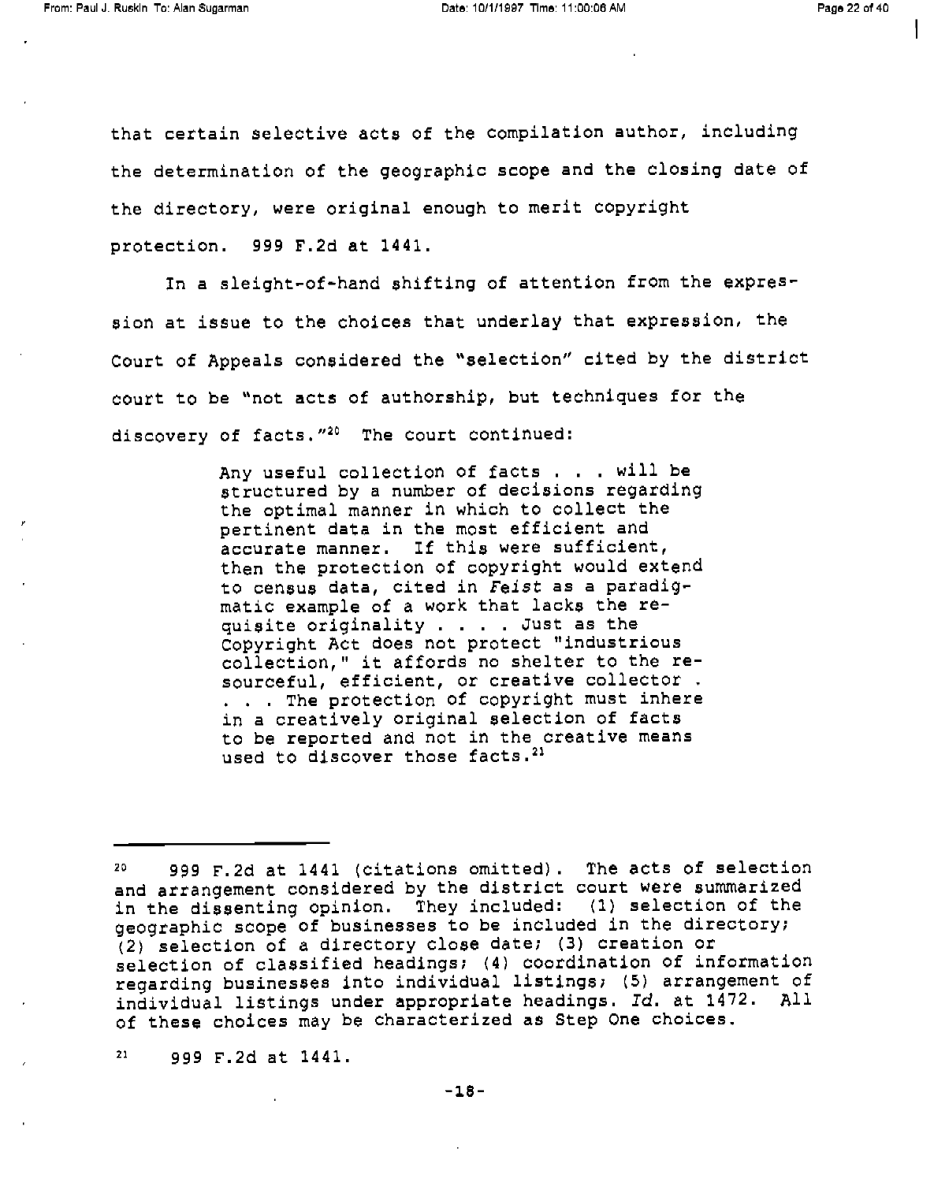that certain selective acts of the compilation author, including the determination of the geographic scope and the closing date of the directory, were original enough to merit copyright protection. 999 F.2d at 1441.

In a sleight-of-hand shifting of attention from the expression at issue to the choices that underlay that expression, the Court of Appeals considered the "selection" cited by the district court to be "not acts of authorship, but techniques for the discovery of facts."[20] The court continued:

> Any useful collection of facts . . . will be structured by a number of decisions regarding the optimal manner in which to collect the pertinent data in the most efficient and accurate manner. If this were sufficient, then the protection of copyright would extend to census data, cited in *Feist* as a paradigmatic example of a work that lacks the requisite originality . . . . Just as the Copyright Act does not protect "industrious collection," it affords no shelter to the resourceful, efficient, or creative collector . . . . The protection of copyright must inhere in a creatively original selection of facts to be reported and not in the creative means used to discover those facts.[21]

---

[20] 999 F.2d at 1441 (citations omitted). The acts of selection and arrangement considered by the district court were summarized in the dissenting opinion. They included: (1) selection of the geographic scope of businesses to be included in the directory; (2) selection of a directory close date; (3) creation or selection of classified headings; (4) coordination of information regarding businesses into individual listings; (5) arrangement of individual listings under appropriate headings. *Id.* at 1472. All of these choices may be characterized as Step One choices.

[21] 999 F.2d at 1441.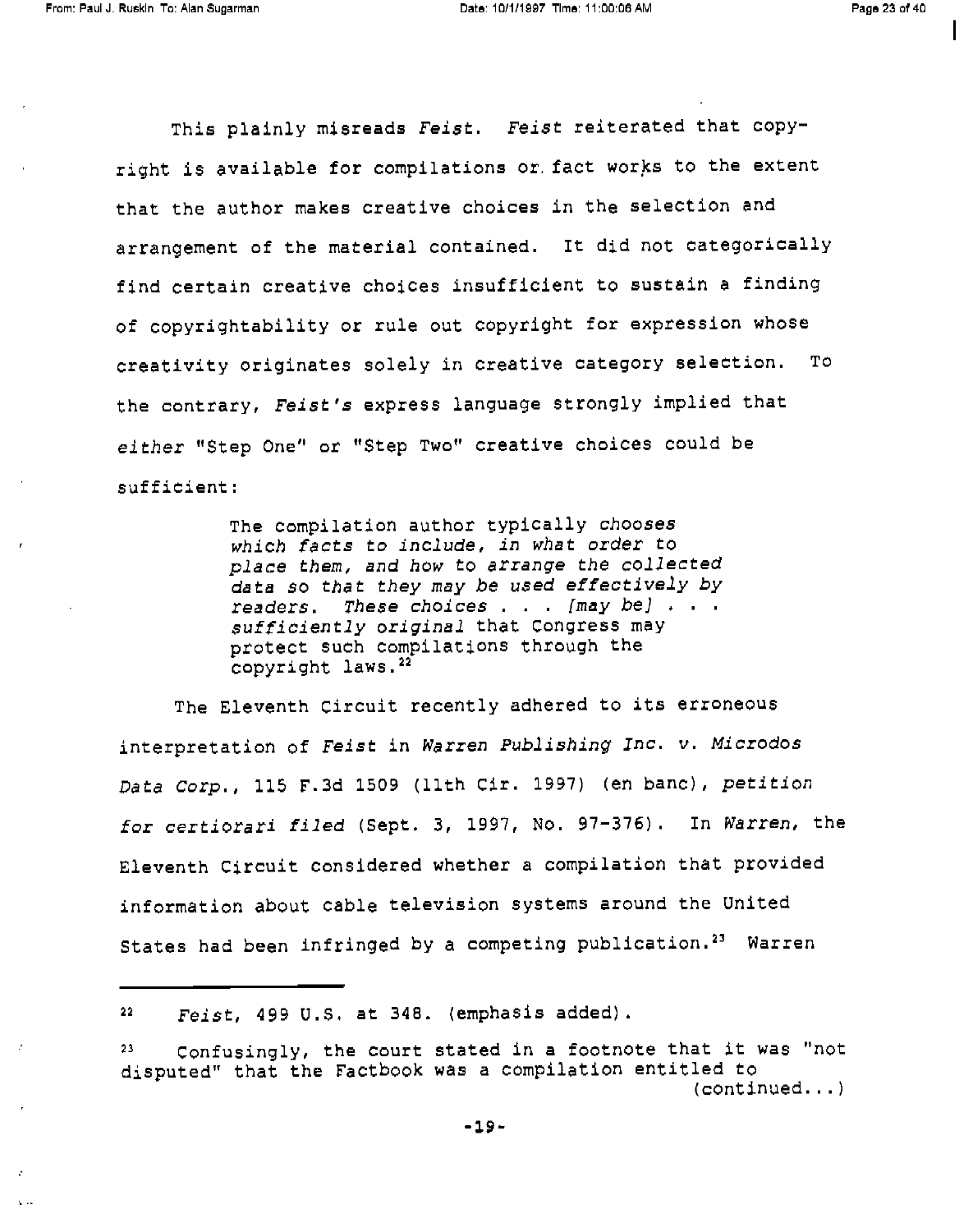This plainly misreads *Feist*. *Feist* reiterated that copyright is available for compilations or fact works to the extent that the author makes creative choices in the selection and arrangement of the material contained. It did not categorically find certain creative choices insufficient to sustain a finding of copyrightability or rule out copyright for expression whose creativity originates solely in creative category selection. To the contrary, *Feist's* express language strongly implied that *either* "Step One" or "Step Two" creative choices could be sufficient:

> The compilation author typically *chooses which facts to include, in what order to place them, and how to arrange the collected data so that they may be used effectively by readers. These choices . . . [may be] . . . sufficiently original* that Congress may protect such compilations through the copyright laws.[22]

The Eleventh Circuit recently adhered to its erroneous interpretation of *Feist* in *Warren Publishing Inc. v. Microdos Data Corp.*, 115 F.3d 1509 (11th Cir. 1997) (en banc), *petition for certiorari filed* (Sept. 3, 1997, No. 97-376). In *Warren*, the Eleventh Circuit considered whether a compilation that provided information about cable television systems around the United States had been infringed by a competing publication.[23] Warren

---

[22] *Feist*, 499 U.S. at 348. (emphasis added).

[23] Confusingly, the court stated in a footnote that it was "not disputed" that the Factbook was a compilation entitled to (continued...)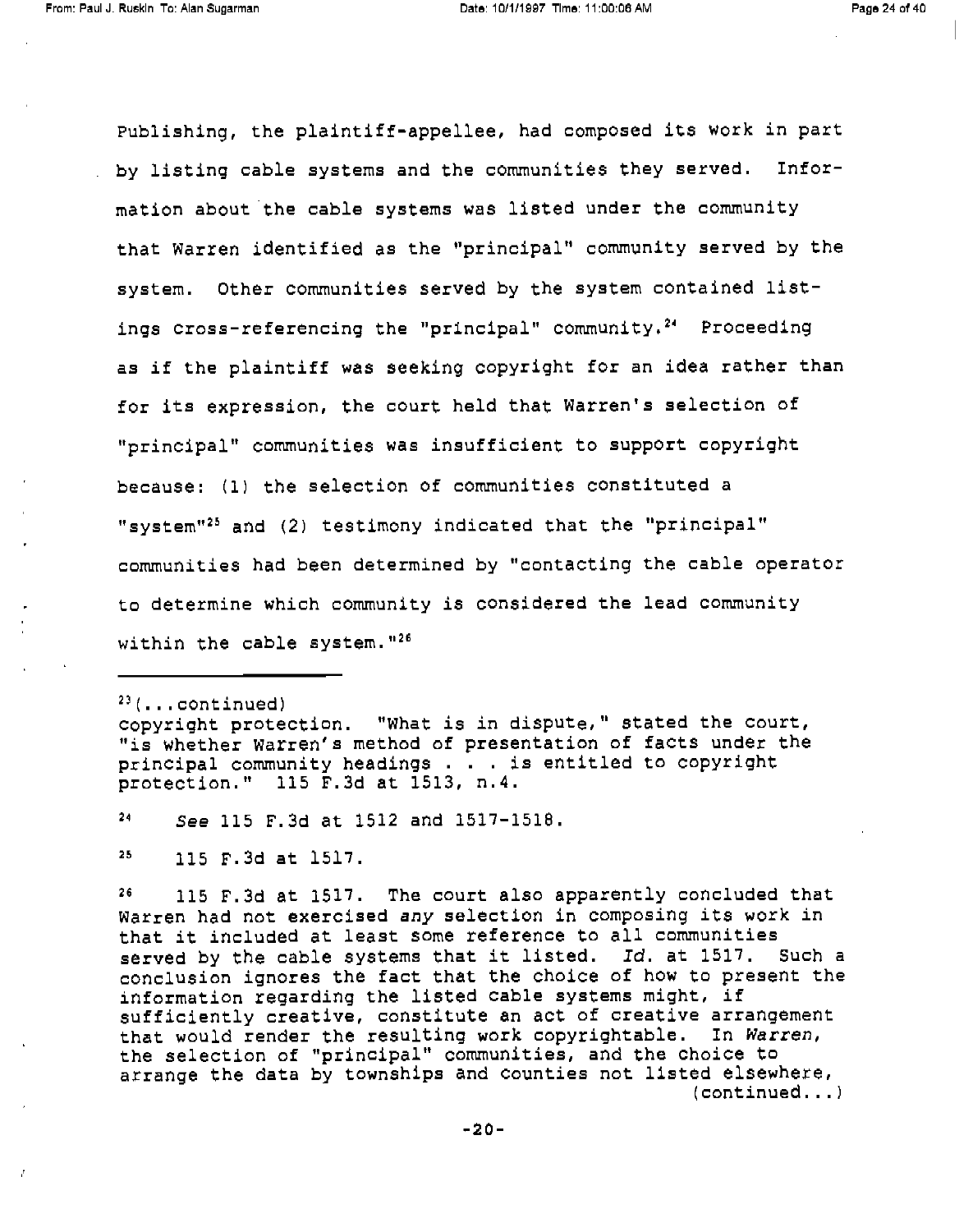Publishing, the plaintiff-appellee, had composed its work in part by listing cable systems and the communities they served. Information about the cable systems was listed under the community that Warren identified as the "principal" community served by the system. Other communities served by the system contained listings cross-referencing the "principal" community.[24] Proceeding as if the plaintiff was seeking copyright for an idea rather than for its expression, the court held that Warren's selection of "principal" communities was insufficient to support copyright because: (1) the selection of communities constituted a "system"[25] and (2) testimony indicated that the "principal" communities had been determined by "contacting the cable operator to determine which community is considered the lead community within the cable system."[26]

---

[23](...continued)
copyright protection. "What is in dispute," stated the court, "is whether Warren's method of presentation of facts under the principal community headings . . . is entitled to copyright protection." 115 F.3d at 1513, n.4.

[24] *See* 115 F.3d at 1512 and 1517-1518.

[25] 115 F.3d at 1517.

[26] 115 F.3d at 1517. The court also apparently concluded that Warren had not exercised *any* selection in composing its work in that it included at least some reference to all communities served by the cable systems that it listed. *Id.* at 1517. Such a conclusion ignores the fact that the choice of how to present the information regarding the listed cable systems might, if sufficiently creative, constitute an act of creative arrangement that would render the resulting work copyrightable. In *Warren*, the selection of "principal" communities, and the choice to arrange the data by townships and counties not listed elsewhere,
(continued...)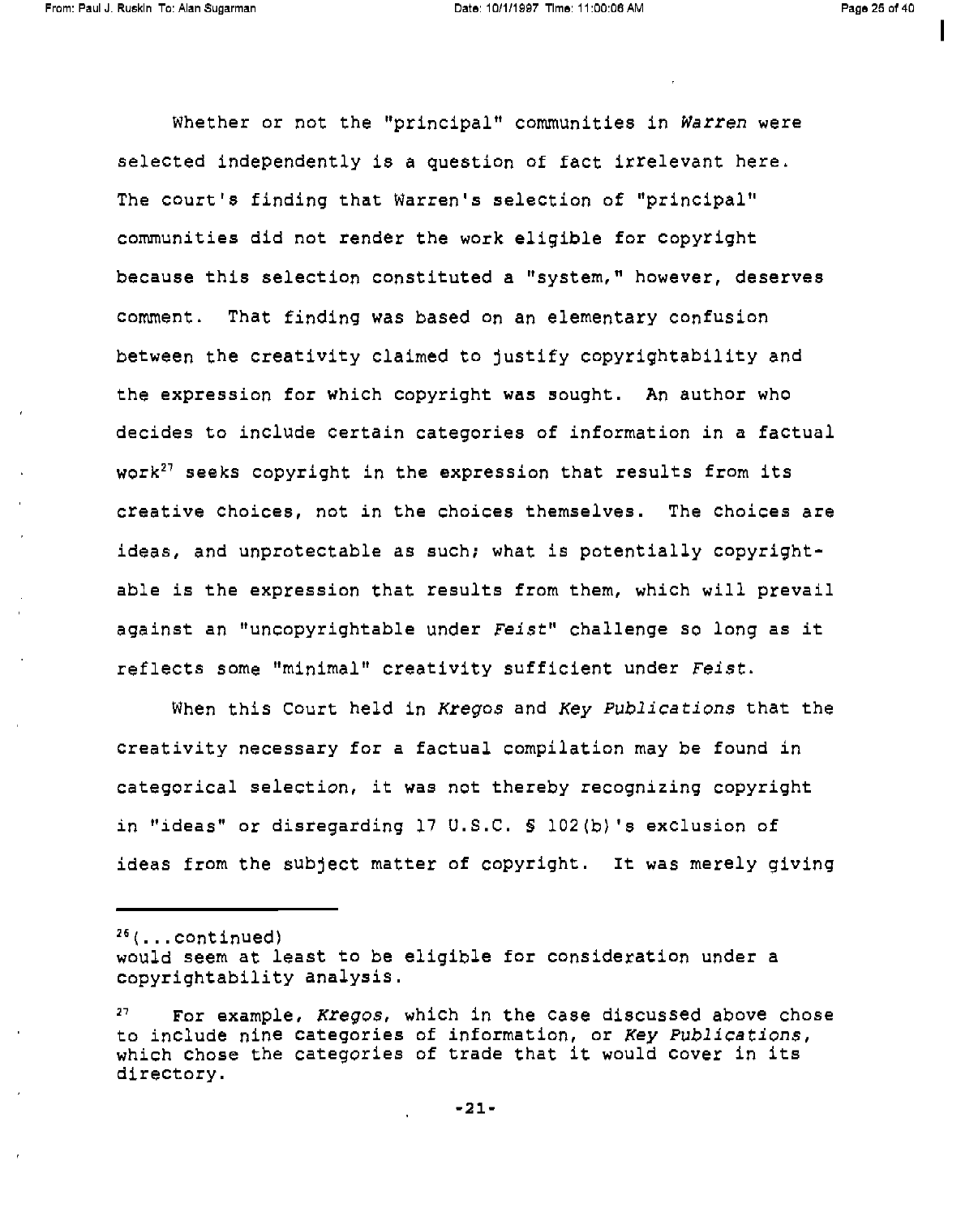Whether or not the "principal" communities in *Warren* were selected independently is a question of fact irrelevant here. The court's finding that Warren's selection of "principal" communities did not render the work eligible for copyright because this selection constituted a "system," however, deserves comment. That finding was based on an elementary confusion between the creativity claimed to justify copyrightability and the expression for which copyright was sought. An author who decides to include certain categories of information in a factual work[27] seeks copyright in the expression that results from its creative choices, not in the choices themselves. The choices are ideas, and unprotectable as such; what is potentially copyrightable is the expression that results from them, which will prevail against an "uncopyrightable under *Feist*" challenge so long as it reflects some "minimal" creativity sufficient under *Feist*.

When this Court held in *Kregos* and *Key Publications* that the creativity necessary for a factual compilation may be found in categorical selection, it was not thereby recognizing copyright in "ideas" or disregarding 17 U.S.C. § 102(b)'s exclusion of ideas from the subject matter of copyright. It was merely giving

---

[26](...continued)
would seem at least to be eligible for consideration under a copyrightability analysis.

[27] For example, *Kregos*, which in the case discussed above chose to include nine categories of information, or *Key Publications*, which chose the categories of trade that it would cover in its directory.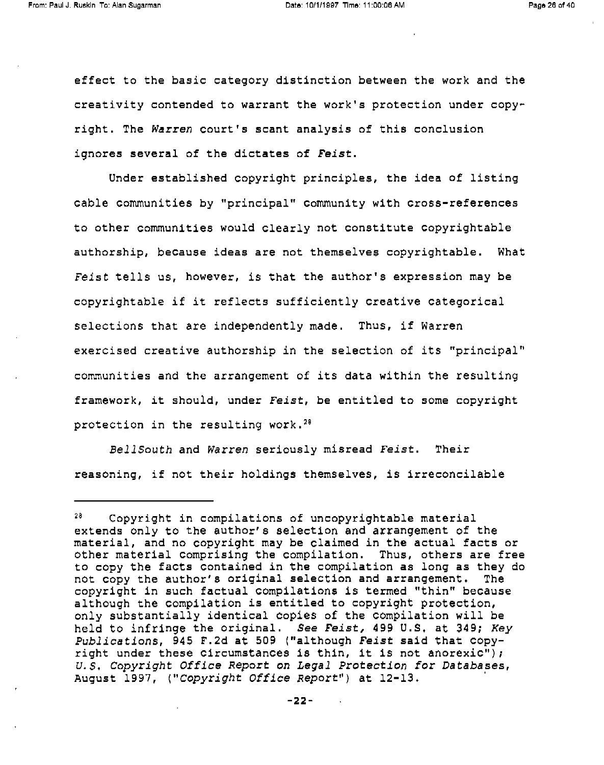effect to the basic category distinction between the work and the creativity contended to warrant the work's protection under copyright. The *Warren* court's scant analysis of this conclusion ignores several of the dictates of *Feist*.

Under established copyright principles, the idea of listing cable communities by "principal" community with cross-references to other communities would clearly not constitute copyrightable authorship, because ideas are not themselves copyrightable. What *Feist* tells us, however, is that the author's expression may be copyrightable if it reflects sufficiently creative categorical selections that are independently made. Thus, if Warren exercised creative authorship in the selection of its "principal" communities and the arrangement of its data within the resulting framework, it should, under *Feist*, be entitled to some copyright protection in the resulting work.[28]

*BellSouth* and *Warren* seriously misread *Feist*. Their reasoning, if not their holdings themselves, is irreconcilable

---

[28] Copyright in compilations of uncopyrightable material extends only to the author's selection and arrangement of the material, and no copyright may be claimed in the actual facts or other material comprising the compilation. Thus, others are free to copy the facts contained in the compilation as long as they do not copy the author's original selection and arrangement. The copyright in such factual compilations is termed "thin" because although the compilation is entitled to copyright protection, only substantially identical copies of the compilation will be held to infringe the original. *See Feist*, 499 U.S. at 349; *Key Publications*, 945 F.2d at 509 ("although *Feist* said that copyright under these circumstances is thin, it is not anorexic"); *U.S. Copyright Office Report on Legal Protection for Databases*, August 1997, ("*Copyright Office Report*") at 12-13.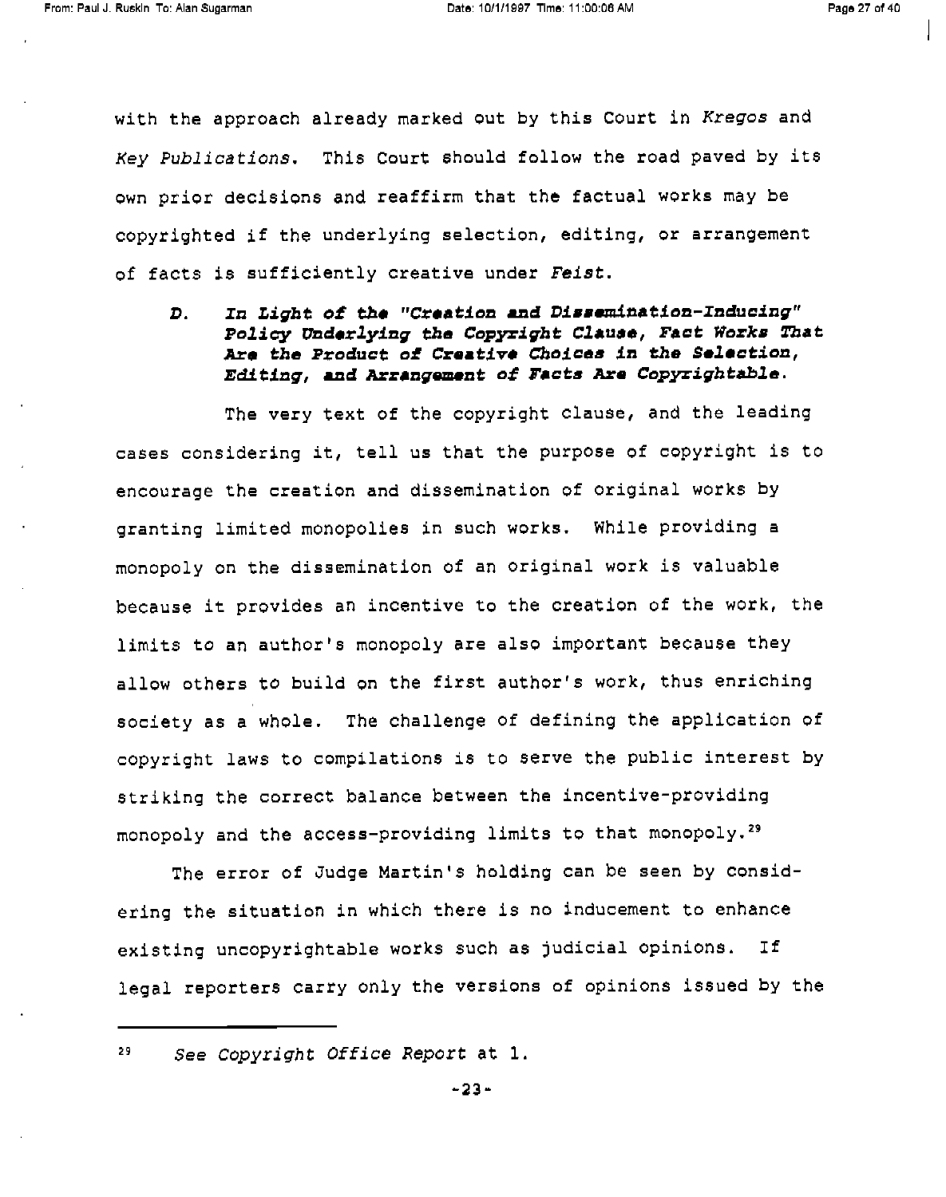with the approach already marked out by this Court in *Kregos* and *Key Publications*. This Court should follow the road paved by its own prior decisions and reaffirm that the factual works may be copyrighted if the underlying selection, editing, or arrangement of facts is sufficiently creative under *Feist*.

### D. *In Light of the "Creation and Dissemination-Inducing" Policy Underlying the Copyright Clause, Fact Works That Are the Product of Creative Choices in the Selection, Editing, and Arrangement of Facts Are Copyrightable.*

The very text of the copyright clause, and the leading cases considering it, tell us that the purpose of copyright is to encourage the creation and dissemination of original works by granting limited monopolies in such works. While providing a monopoly on the dissemination of an original work is valuable because it provides an incentive to the creation of the work, the limits to an author's monopoly are also important because they allow others to build on the first author's work, thus enriching society as a whole. The challenge of defining the application of copyright laws to compilations is to serve the public interest by striking the correct balance between the incentive-providing monopoly and the access-providing limits to that monopoly.[29]

The error of Judge Martin's holding can be seen by considering the situation in which there is no inducement to enhance existing uncopyrightable works such as judicial opinions. If legal reporters carry only the versions of opinions issued by the

---

[29] *See Copyright Office Report* at 1.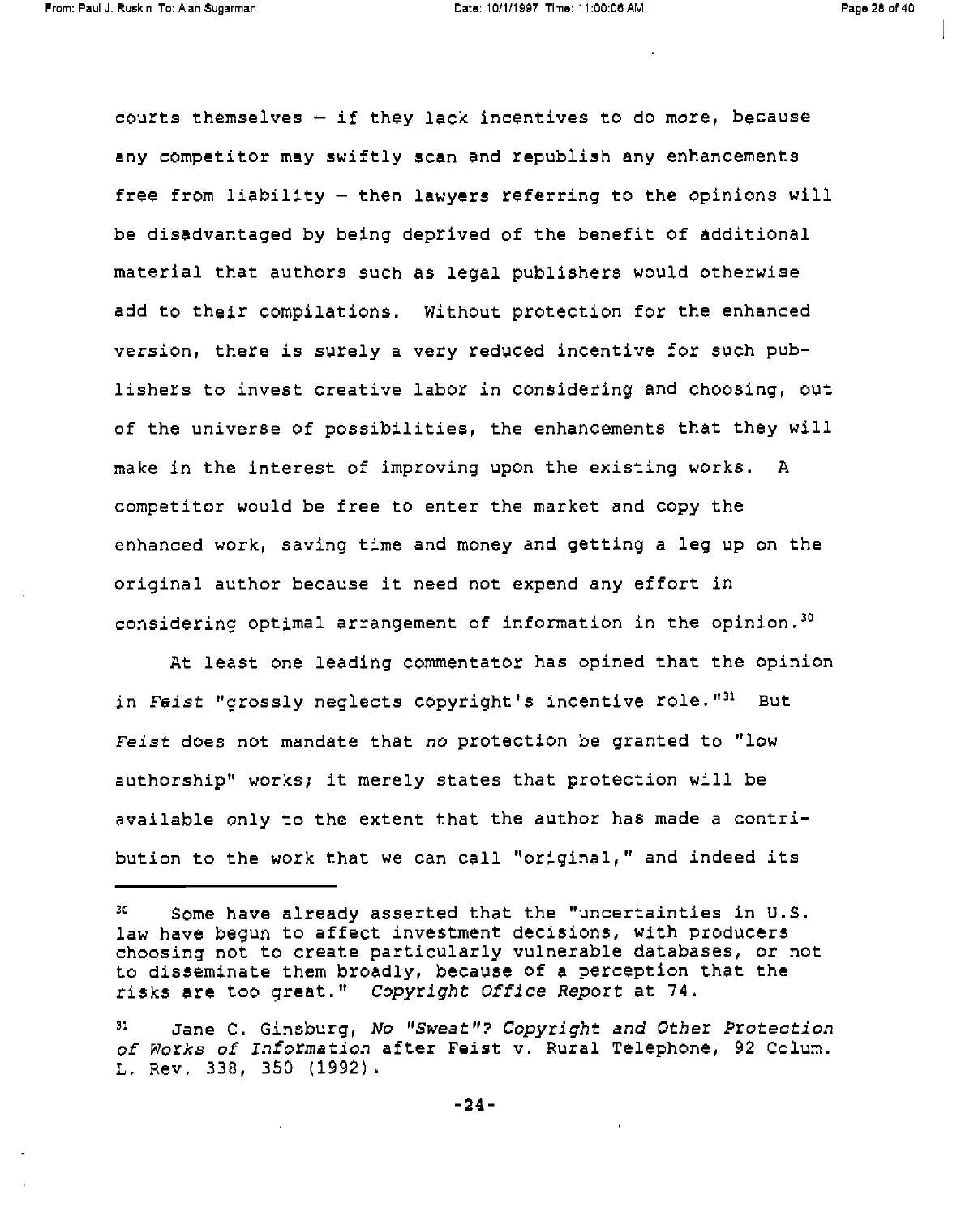courts themselves — if they lack incentives to do more, because any competitor may swiftly scan and republish any enhancements free from liability — then lawyers referring to the opinions will be disadvantaged by being deprived of the benefit of additional material that authors such as legal publishers would otherwise add to their compilations. Without protection for the enhanced version, there is surely a very reduced incentive for such publishers to invest creative labor in considering and choosing, out of the universe of possibilities, the enhancements that they will make in the interest of improving upon the existing works. A competitor would be free to enter the market and copy the enhanced work, saving time and money and getting a leg up on the original author because it need not expend any effort in considering optimal arrangement of information in the opinion.[30]

At least one leading commentator has opined that the opinion in *Feist* "grossly neglects copyright's incentive role."[31] But *Feist* does not mandate that *no* protection be granted to "low authorship" works; it merely states that protection will be available only to the extent that the author has made a contribution to the work that we can call "original," and indeed its

---

[30] Some have already asserted that the "uncertainties in U.S. law have begun to affect investment decisions, with producers choosing not to create particularly vulnerable databases, or not to disseminate them broadly, because of a perception that the risks are too great." *Copyright Office Report* at 74.

[31] Jane C. Ginsburg, *No "Sweat"? Copyright and Other Protection of Works of Information* after Feist v. Rural Telephone, 92 Colum. L. Rev. 338, 350 (1992).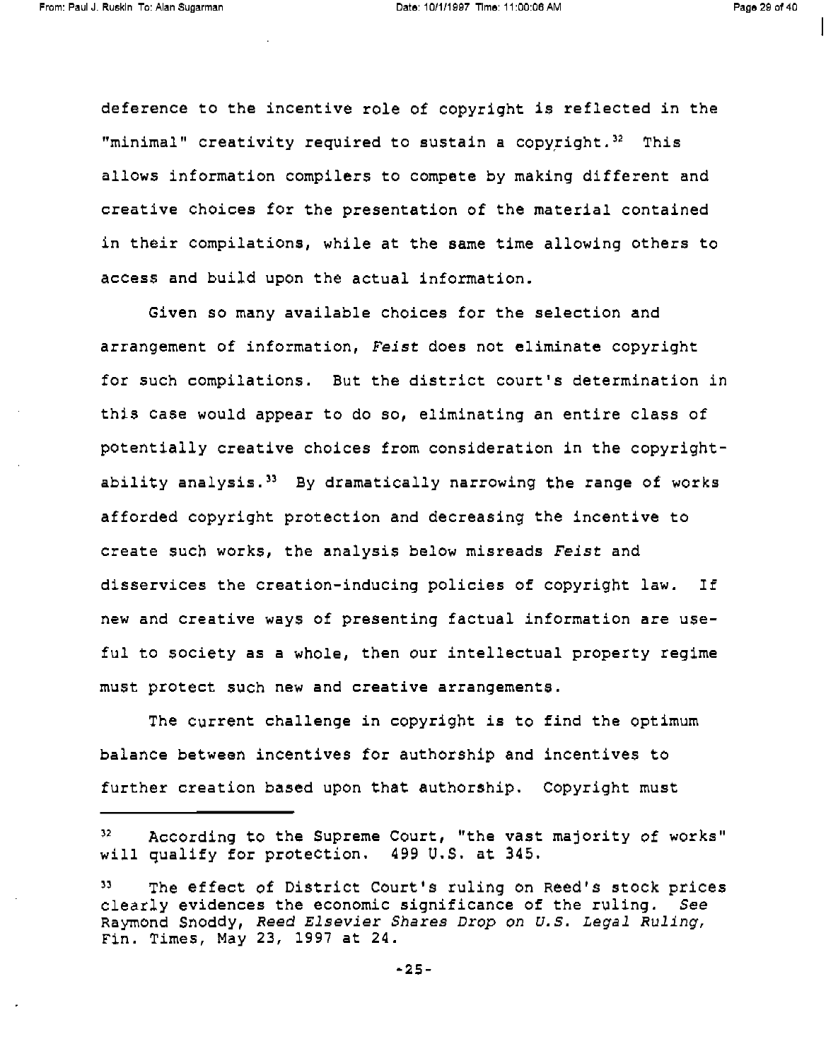deference to the incentive role of copyright is reflected in the "minimal" creativity required to sustain a copyright.[32] This allows information compilers to compete by making different and creative choices for the presentation of the material contained in their compilations, while at the same time allowing others to access and build upon the actual information.

Given so many available choices for the selection and arrangement of information, *Feist* does not eliminate copyright for such compilations. But the district court's determination in this case would appear to do so, eliminating an entire class of potentially creative choices from consideration in the copyrightability analysis.[33] By dramatically narrowing the range of works afforded copyright protection and decreasing the incentive to create such works, the analysis below misreads *Feist* and disservices the creation-inducing policies of copyright law. If new and creative ways of presenting factual information are useful to society as a whole, then our intellectual property regime must protect such new and creative arrangements.

The current challenge in copyright is to find the optimum balance between incentives for authorship and incentives to further creation based upon that authorship. Copyright must

---

[32] According to the Supreme Court, "the vast majority of works" will qualify for protection. 499 U.S. at 345.

[33] The effect of District Court's ruling on Reed's stock prices clearly evidences the economic significance of the ruling. *See* Raymond Snoddy, *Reed Elsevier Shares Drop on U.S. Legal Ruling*, Fin. Times, May 23, 1997 at 24.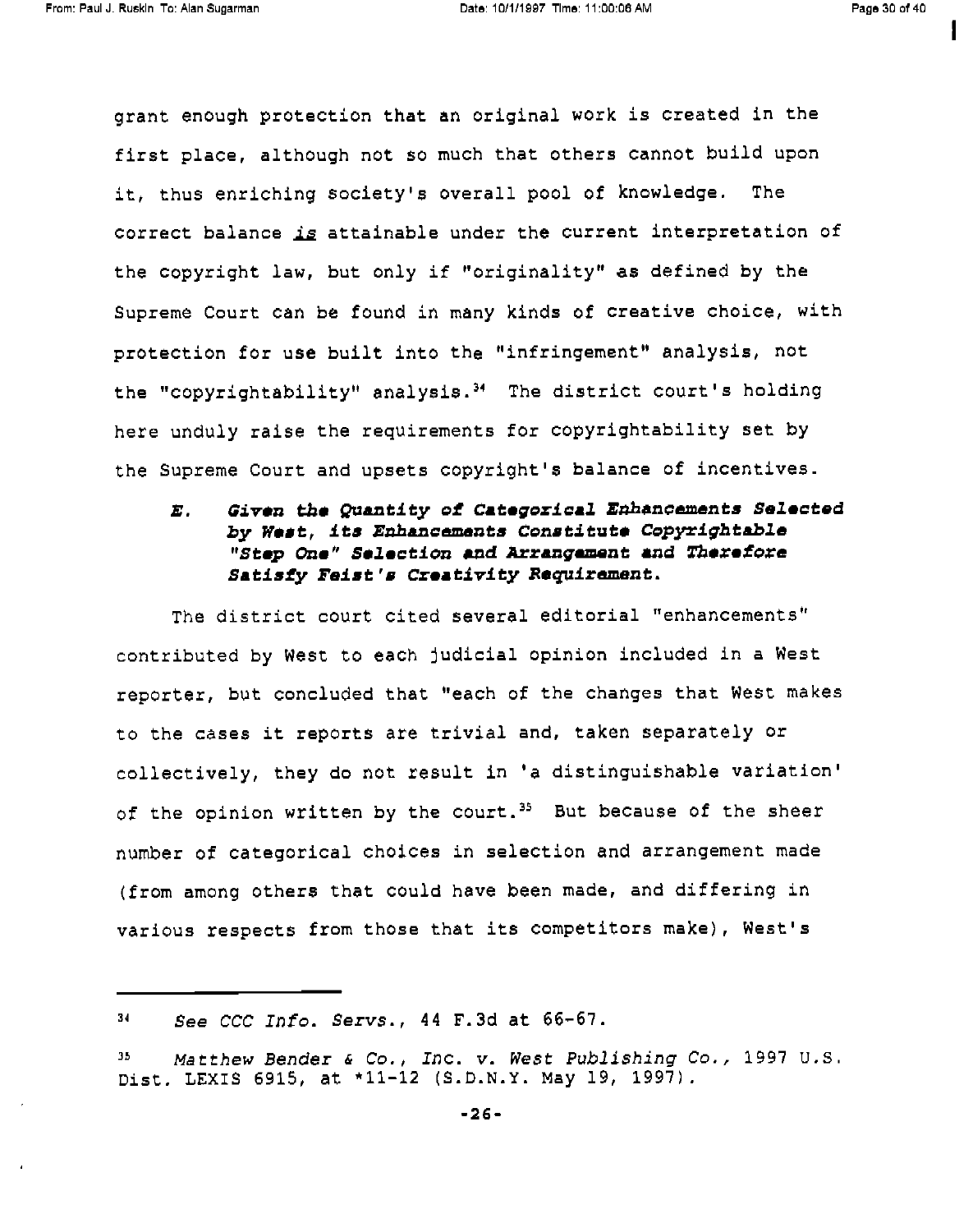grant enough protection that an original work is created in the first place, although not so much that others cannot build upon it, thus enriching society's overall pool of knowledge. The correct balance _is_ attainable under the current interpretation of the copyright law, but only if "originality" as defined by the Supreme Court can be found in many kinds of creative choice, with protection for use built into the "infringement" analysis, not the "copyrightability" analysis.[34] The district court's holding here unduly raise the requirements for copyrightability set by the Supreme Court and upsets copyright's balance of incentives.

### *E. Given the Quantity of Categorical Enhancements Selected by West, its Enhancements Constitute Copyrightable "Step One" Selection and Arrangement and Therefore Satisfy Feist's Creativity Requirement.*

The district court cited several editorial "enhancements" contributed by West to each judicial opinion included in a West reporter, but concluded that "each of the changes that West makes to the cases it reports are trivial and, taken separately or collectively, they do not result in 'a distinguishable variation' of the opinion written by the court.[35] But because of the sheer number of categorical choices in selection and arrangement made (from among others that could have been made, and differing in various respects from those that its competitors make), West's

---

[34] *See CCC Info. Servs.*, 44 F.3d at 66-67.

[35] *Matthew Bender & Co., Inc. v. West Publishing Co.*, 1997 U.S. Dist. LEXIS 6915, at *11-12 (S.D.N.Y. May 19, 1997).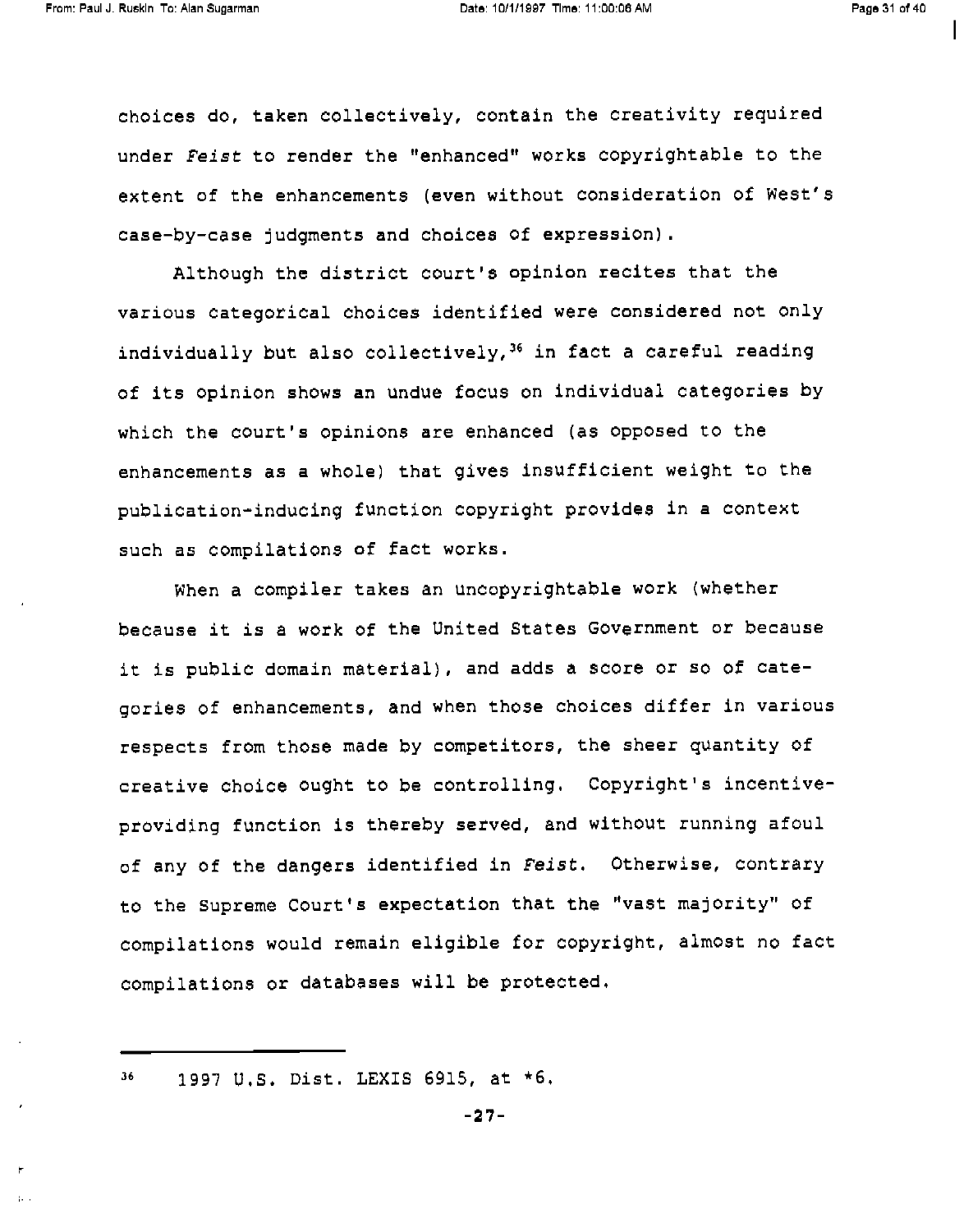choices do, taken collectively, contain the creativity required under *Feist* to render the "enhanced" works copyrightable to the extent of the enhancements (even without consideration of West's case-by-case judgments and choices of expression).

Although the district court's opinion recites that the various categorical choices identified were considered not only individually but also collectively,[36] in fact a careful reading of its opinion shows an undue focus on individual categories by which the court's opinions are enhanced (as opposed to the enhancements as a whole) that gives insufficient weight to the publication-inducing function copyright provides in a context such as compilations of fact works.

When a compiler takes an uncopyrightable work (whether because it is a work of the United States Government or because it is public domain material), and adds a score or so of categories of enhancements, and when those choices differ in various respects from those made by competitors, the sheer quantity of creative choice ought to be controlling. Copyright's incentive-providing function is thereby served, and without running afoul of any of the dangers identified in *Feist*. Otherwise, contrary to the Supreme Court's expectation that the "vast majority" of compilations would remain eligible for copyright, almost no fact compilations or databases will be protected.

---

[36] 1997 U.S. Dist. LEXIS 6915, at *6.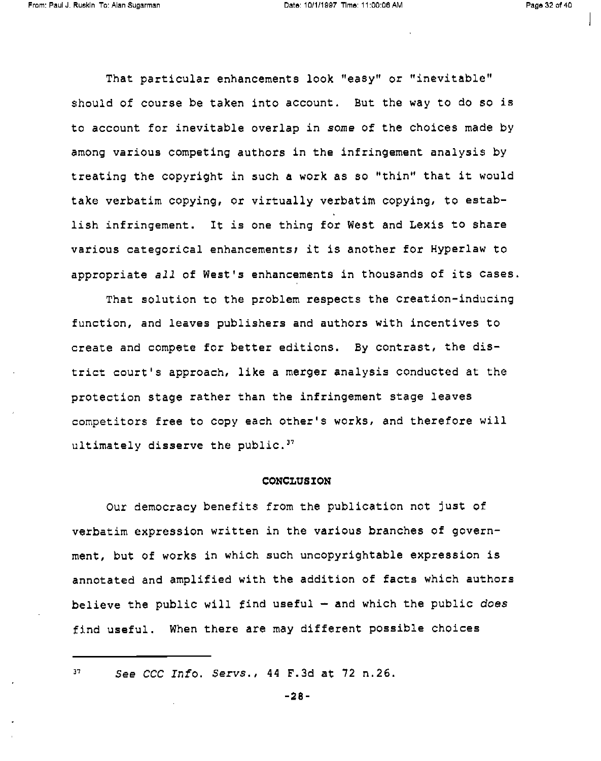That particular enhancements look "easy" or "inevitable" should of course be taken into account. But the way to do so is to account for inevitable overlap in *some* of the choices made by among various competing authors in the infringement analysis by treating the copyright in such a work as so "thin" that it would take verbatim copying, or virtually verbatim copying, to establish infringement. It is one thing for West and Lexis to share various categorical enhancements; it is another for Hyperlaw to appropriate *all* of West's enhancements in thousands of its cases.

That solution to the problem respects the creation-inducing function, and leaves publishers and authors with incentives to create and compete for better editions. By contrast, the district court's approach, like a merger analysis conducted at the protection stage rather than the infringement stage leaves competitors free to copy each other's works, and therefore will ultimately disserve the public.[37]

**CONCLUSION**

Our democracy benefits from the publication not just of verbatim expression written in the various branches of government, but of works in which such uncopyrightable expression is annotated and amplified with the addition of facts which authors believe the public will find useful — and which the public *does* find useful. When there are may different possible choices

---

[37] *See CCC Info. Servs.*, 44 F.3d at 72 n.26.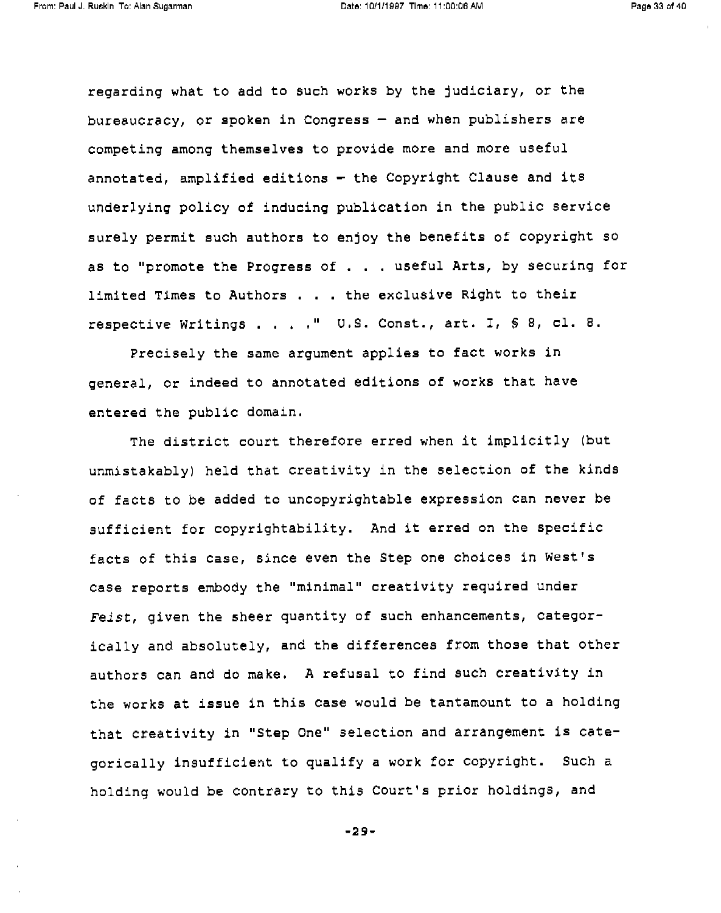regarding what to add to such works by the judiciary, or the bureaucracy, or spoken in Congress – and when publishers are competing among themselves to provide more and more useful annotated, amplified editions – the Copyright Clause and its underlying policy of inducing publication in the public service surely permit such authors to enjoy the benefits of copyright so as to "promote the Progress of . . . useful Arts, by securing for limited Times to Authors . . . the exclusive Right to their respective Writings . . . ." U.S. Const., art. I, § 8, cl. 8.

Precisely the same argument applies to fact works in general, or indeed to annotated editions of works that have entered the public domain.

The district court therefore erred when it implicitly (but unmistakably) held that creativity in the selection of the kinds of facts to be added to uncopyrightable expression can never be sufficient for copyrightability. And it erred on the specific facts of this case, since even the Step one choices in West's case reports embody the "minimal" creativity required under *Feist*, given the sheer quantity of such enhancements, categorically and absolutely, and the differences from those that other authors can and do make. A refusal to find such creativity in the works at issue in this case would be tantamount to a holding that creativity in "Step One" selection and arrangement is categorically insufficient to qualify a work for copyright. Such a holding would be contrary to this Court's prior holdings, and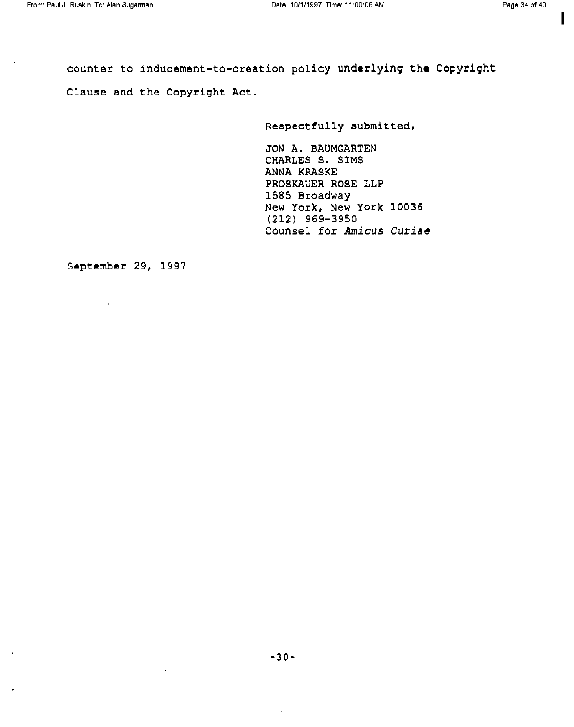counter to inducement-to-creation policy underlying the Copyright Clause and the Copyright Act.

Respectfully submitted,

JON A. BAUMGARTEN
CHARLES S. SIMS
ANNA KRASKE
PROSKAUER ROSE LLP
1585 Broadway
New York, New York 10036
(212) 969-3950
Counsel for *Amicus Curiae*

September 29, 1997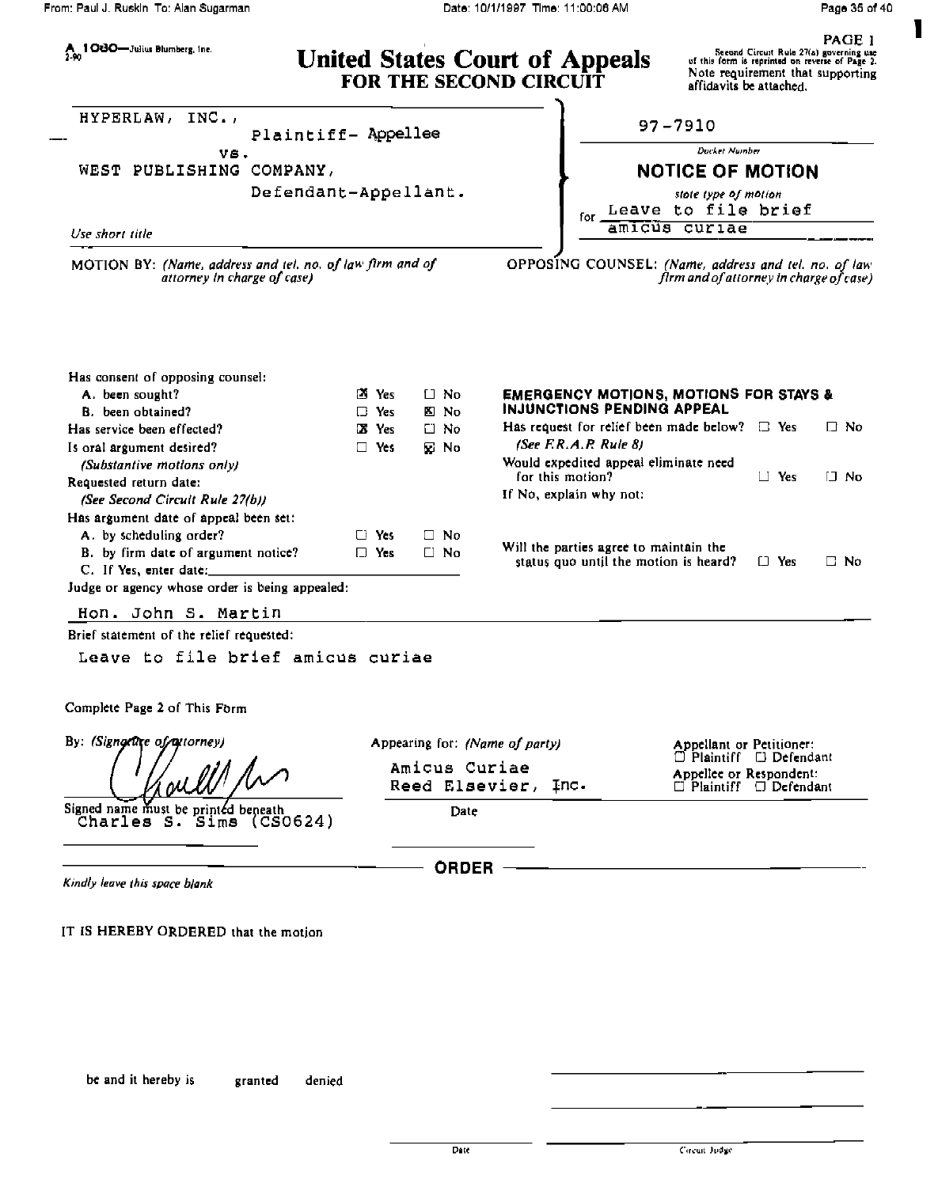A 1080—Julius Blumberg, Inc. 2-90

# United States Court of Appeals
## FOR THE SECOND CIRCUIT

PAGE 1
Second Circuit Rule 27(a) governing use of this form is reprinted on reverse of Page 2. Note requirement that supporting affidavits be attached.

HYPERLAW, INC.,
Plaintiff- Appellee
vs.
WEST PUBLISHING COMPANY,
Defendant-Appellant.

*Use short title*

97-7910
*Docket Number*

**NOTICE OF MOTION**

*state type of motion*
for Leave to file brief amicus curiae

MOTION BY: *(Name, address and tel. no. of law firm and of attorney in charge of case)*

OPPOSING COUNSEL: *(Name, address and tel. no. of law firm and of attorney in charge of case)*

Has consent of opposing counsel:
A. been sought? ☒ Yes ☐ No
B. been obtained? ☐ Yes ☒ No
Has service been effected? ☒ Yes ☐ No
Is oral argument desired? ☐ Yes ☒ No
*(Substantive motions only)*
Requested return date:
*(See Second Circuit Rule 27(b))*
Has argument date of appeal been set:
A. by scheduling order? ☐ Yes ☐ No
B. by firm date of argument notice? ☐ Yes ☐ No
C. If Yes, enter date: ____________

**EMERGENCY MOTIONS, MOTIONS FOR STAYS & INJUNCTIONS PENDING APPEAL**

Has request for relief been made below? ☐ Yes ☐ No
*(See F.R.A.P. Rule 8)*
Would expedited appeal eliminate need for this motion? ☐ Yes ☐ No
If No, explain why not:

Will the parties agree to maintain the status quo until the motion is heard? ☐ Yes ☐ No

Judge or agency whose order is being appealed:

Hon. John S. Martin

Brief statement of the relief requested:

Leave to file brief amicus curiae

Complete Page 2 of This Form

By: *(Signature of attorney)*

Signed name must be printed beneath
Charles S. Sims (CS0624)

Appearing for: *(Name of party)*
Amicus Curiae
Reed Elsevier, Inc.

Date

Appellant or Petitioner: ☐ Plaintiff ☐ Defendant
Appellee or Respondent: ☐ Plaintiff ☐ Defendant

**ORDER**

*Kindly leave this space blank*

IT IS HEREBY ORDERED that the motion

be and it hereby is granted denied

Date

Circuit Judge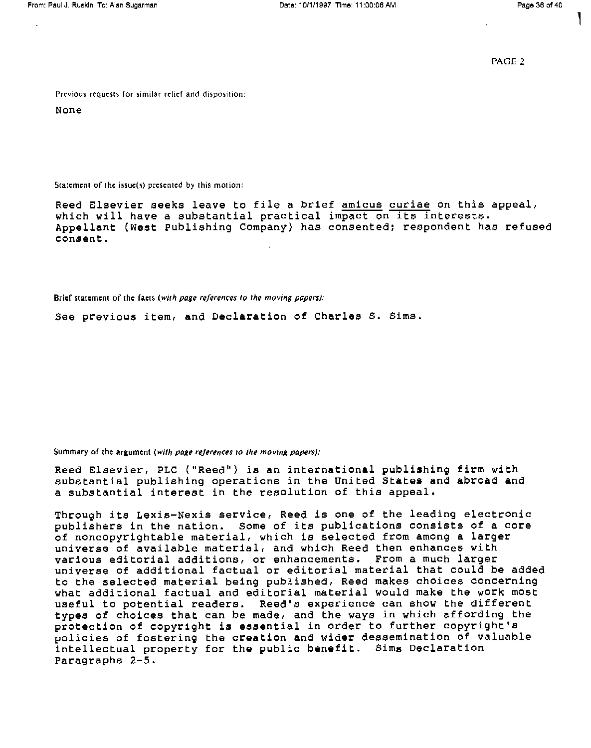Previous requests for similar relief and disposition:

None

Statement of the issue(s) presented by this motion:

Reed Elsevier seeks leave to file a brief _amicus curiae_ on this appeal, which will have a substantial practical impact on its interests. Appellant (West Publishing Company) has consented; respondent has refused consent.

Brief statement of the facts (_with page references to the moving papers)_:

See previous item, and Declaration of Charles S. Sims.

Summary of the argument (_with page references to the moving papers)_:

Reed Elsevier, PLC ("Reed") is an international publishing firm with substantial publishing operations in the United States and abroad and a substantial interest in the resolution of this appeal.

Through its Lexis-Nexis service, Reed is one of the leading electronic publishers in the nation. Some of its publications consists of a core of noncopyrightable material, which is selected from among a larger universe of available material, and which Reed then enhances with various editorial additions, or enhancements. From a much larger universe of additional factual or editorial material that could be added to the selected material being published, Reed makes choices concerning what additional factual and editorial material would make the work most useful to potential readers. Reed's experience can show the different types of choices that can be made, and the ways in which affording the protection of copyright is essential in order to further copyright's policies of fostering the creation and wider dessemination of valuable intellectual property for the public benefit. Sims Declaration Paragraphs 2-5.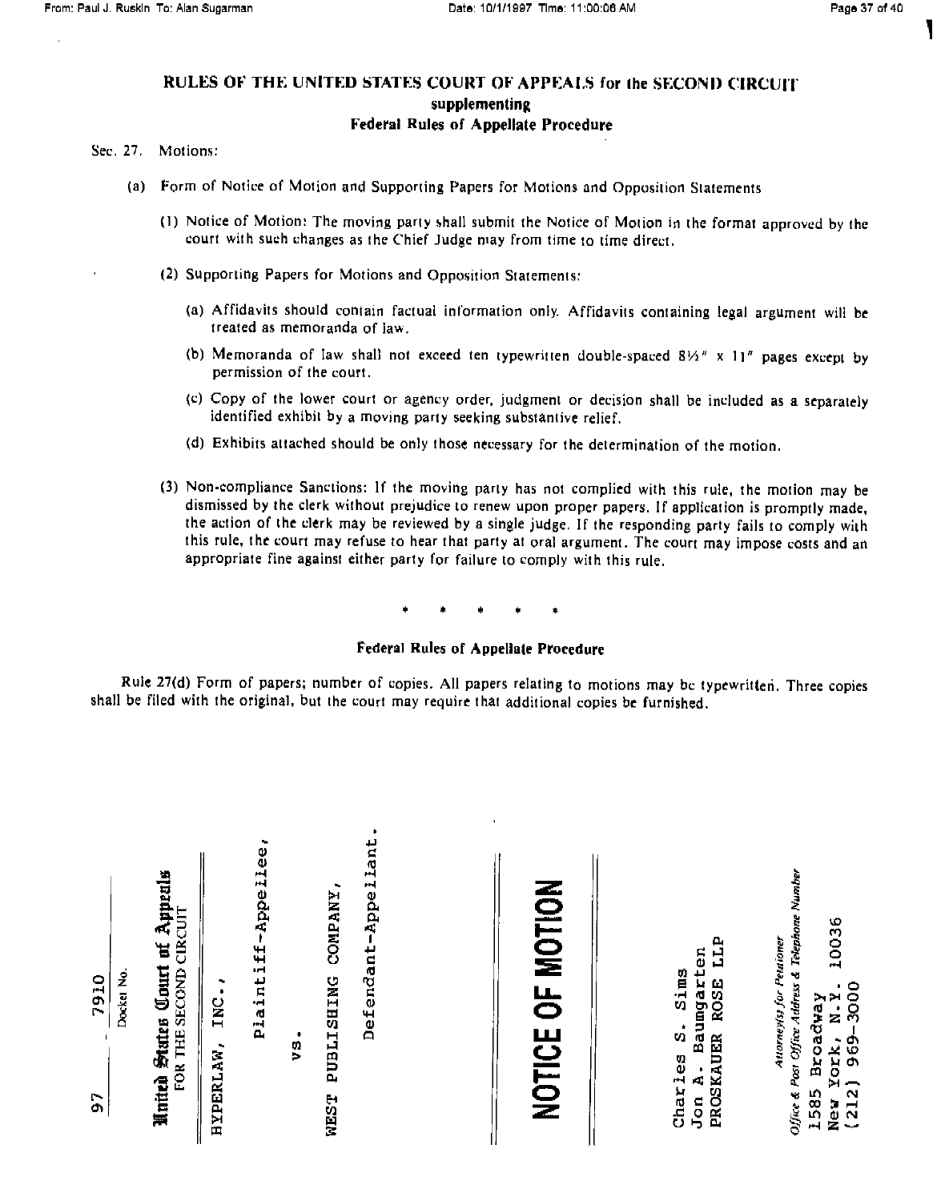## RULES OF THE UNITED STATES COURT OF APPEALS for the SECOND CIRCUIT
### supplementing
### Federal Rules of Appellate Procedure

Sec. 27. Motions:

(a) Form of Notice of Motion and Supporting Papers for Motions and Opposition Statements

(1) Notice of Motion: The moving party shall submit the Notice of Motion in the format approved by the court with such changes as the Chief Judge may from time to time direct.

(2) Supporting Papers for Motions and Opposition Statements:

(a) Affidavits should contain factual information only. Affidavits containing legal argument will be treated as memoranda of law.

(b) Memoranda of law shall not exceed ten typewritten double-spaced 8½" x 11" pages except by permission of the court.

(c) Copy of the lower court or agency order, judgment or decision shall be included as a separately identified exhibit by a moving party seeking substantive relief.

(d) Exhibits attached should be only those necessary for the determination of the motion.

(3) Non-compliance Sanctions: If the moving party has not complied with this rule, the motion may be dismissed by the clerk without prejudice to renew upon proper papers. If application is promptly made, the action of the clerk may be reviewed by a single judge. If the responding party fails to comply with this rule, the court may refuse to hear that party at oral argument. The court may impose costs and an appropriate fine against either party for failure to comply with this rule.

\* \* \* \* \*

### Federal Rules of Appellate Procedure

Rule 27(d) Form of papers; number of copies. All papers relating to motions may be typewritten. Three copies shall be filed with the original, but the court may require that additional copies be furnished.

---

97 7910
Docket No.

**United States Court of Appeals**
FOR THE SECOND CIRCUIT

HYPERLAW, INC.,

Plaintiff-Appellee,

vs.

WEST PUBLISHING COMPANY,

Defendant-Appellant.

# NOTICE OF MOTION

Charles S. Sims
Jon A. Baumgarten
PROSKAUER ROSE LLP

*Attorney(s) for Petitioner*
*Office & Post Office Address & Telephone Number*
1585 Broadway
New York, N.Y. 10036
(212) 969-3000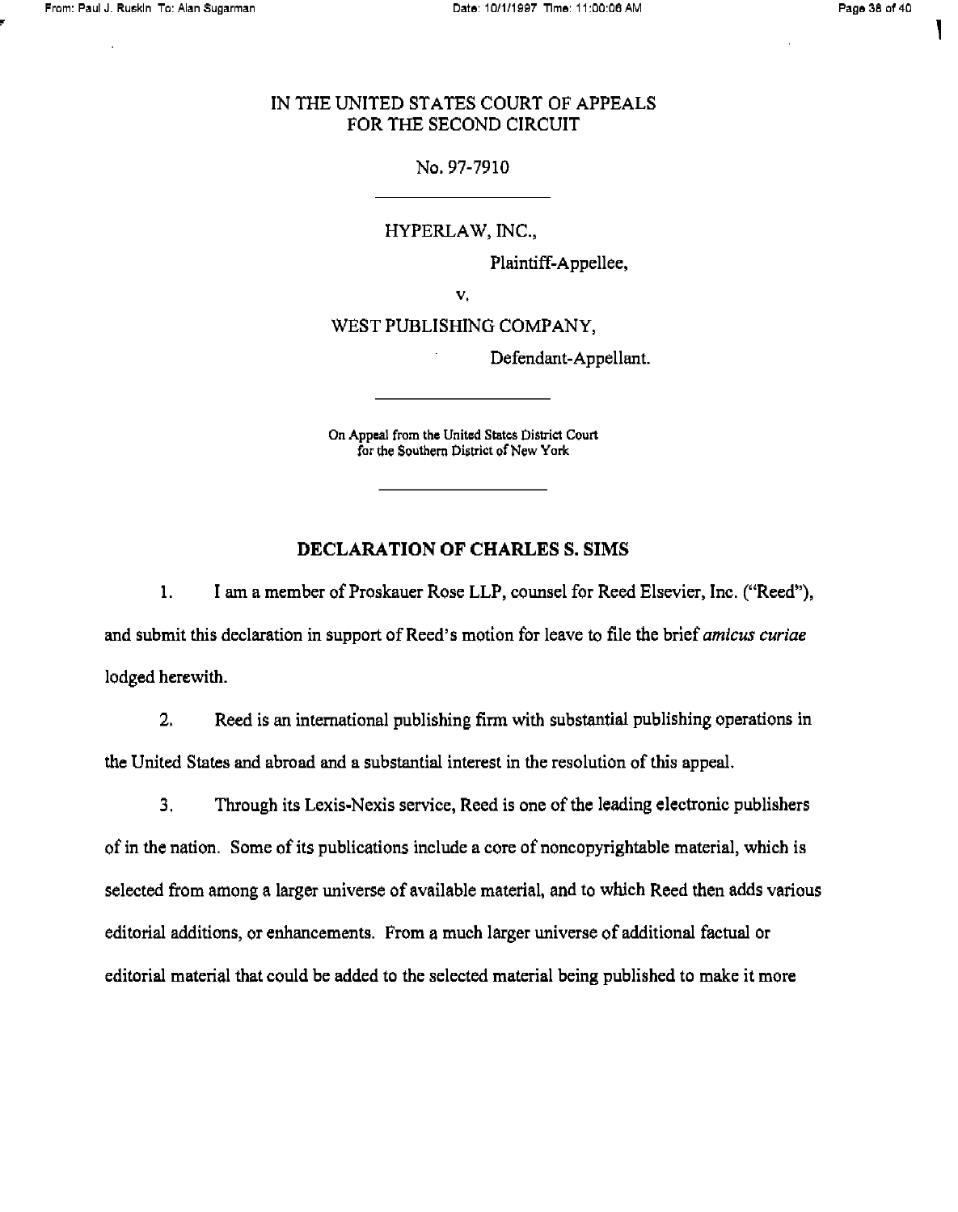IN THE UNITED STATES COURT OF APPEALS
FOR THE SECOND CIRCUIT

No. 97-7910

---

HYPERLAW, INC.,

Plaintiff-Appellee,

v.

WEST PUBLISHING COMPANY,

Defendant-Appellant.

---

On Appeal from the United States District Court
for the Southern District of New York

---

## DECLARATION OF CHARLES S. SIMS

1. I am a member of Proskauer Rose LLP, counsel for Reed Elsevier, Inc. ("Reed"), and submit this declaration in support of Reed's motion for leave to file the brief *amicus curiae* lodged herewith.

2. Reed is an international publishing firm with substantial publishing operations in the United States and abroad and a substantial interest in the resolution of this appeal.

3. Through its Lexis-Nexis service, Reed is one of the leading electronic publishers of in the nation. Some of its publications include a core of noncopyrightable material, which is selected from among a larger universe of available material, and to which Reed then adds various editorial additions, or enhancements. From a much larger universe of additional factual or editorial material that could be added to the selected material being published to make it more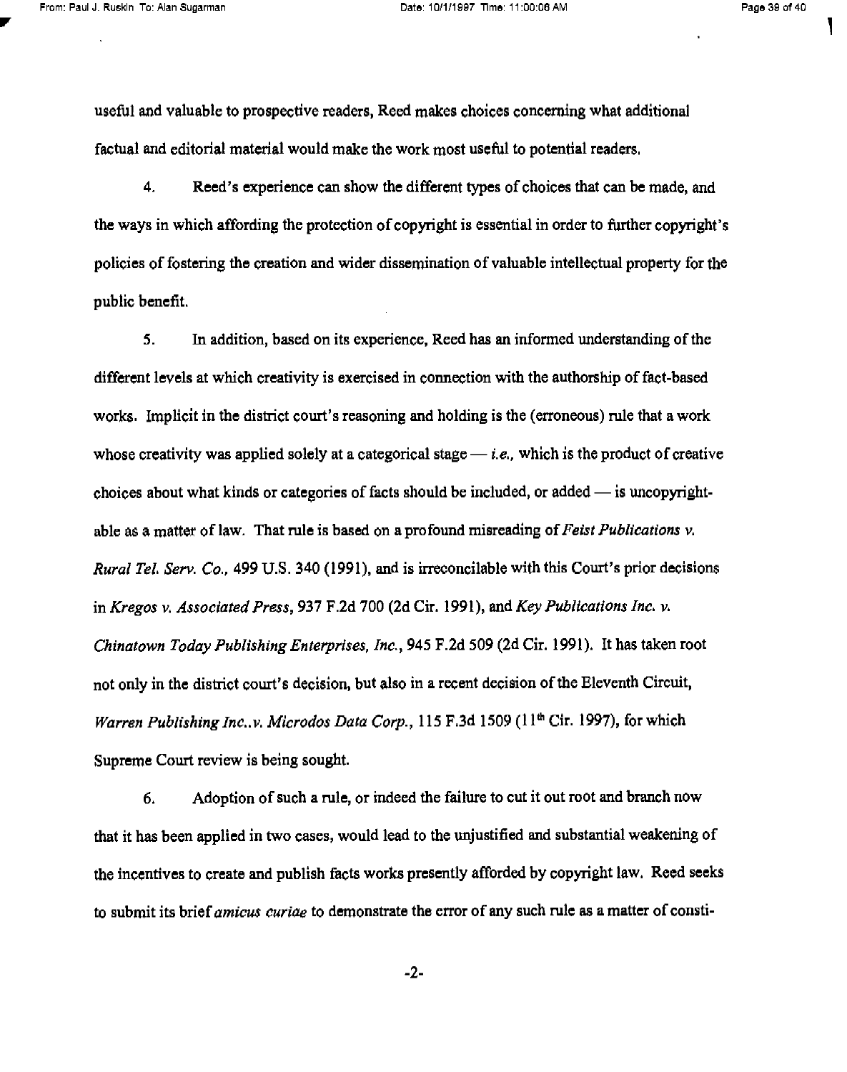useful and valuable to prospective readers, Reed makes choices concerning what additional factual and editorial material would make the work most useful to potential readers.

4. Reed's experience can show the different types of choices that can be made, and the ways in which affording the protection of copyright is essential in order to further copyright's policies of fostering the creation and wider dissemination of valuable intellectual property for the public benefit.

5. In addition, based on its experience, Reed has an informed understanding of the different levels at which creativity is exercised in connection with the authorship of fact-based works. Implicit in the district court's reasoning and holding is the (erroneous) rule that a work whose creativity was applied solely at a categorical stage — *i.e.,* which is the product of creative choices about what kinds or categories of facts should be included, or added — is uncopyrightable as a matter of law. That rule is based on a profound misreading of *Feist Publications v. Rural Tel. Serv. Co.*, 499 U.S. 340 (1991), and is irreconcilable with this Court's prior decisions in *Kregos v. Associated Press*, 937 F.2d 700 (2d Cir. 1991), and *Key Publications Inc. v. Chinatown Today Publishing Enterprises, Inc.*, 945 F.2d 509 (2d Cir. 1991). It has taken root not only in the district court's decision, but also in a recent decision of the Eleventh Circuit, *Warren Publishing Inc..v. Microdos Data Corp.*, 115 F.3d 1509 (11th Cir. 1997), for which Supreme Court review is being sought.

6. Adoption of such a rule, or indeed the failure to cut it out root and branch now that it has been applied in two cases, would lead to the unjustified and substantial weakening of the incentives to create and publish facts works presently afforded by copyright law. Reed seeks to submit its brief *amicus curiae* to demonstrate the error of any such rule as a matter of consti-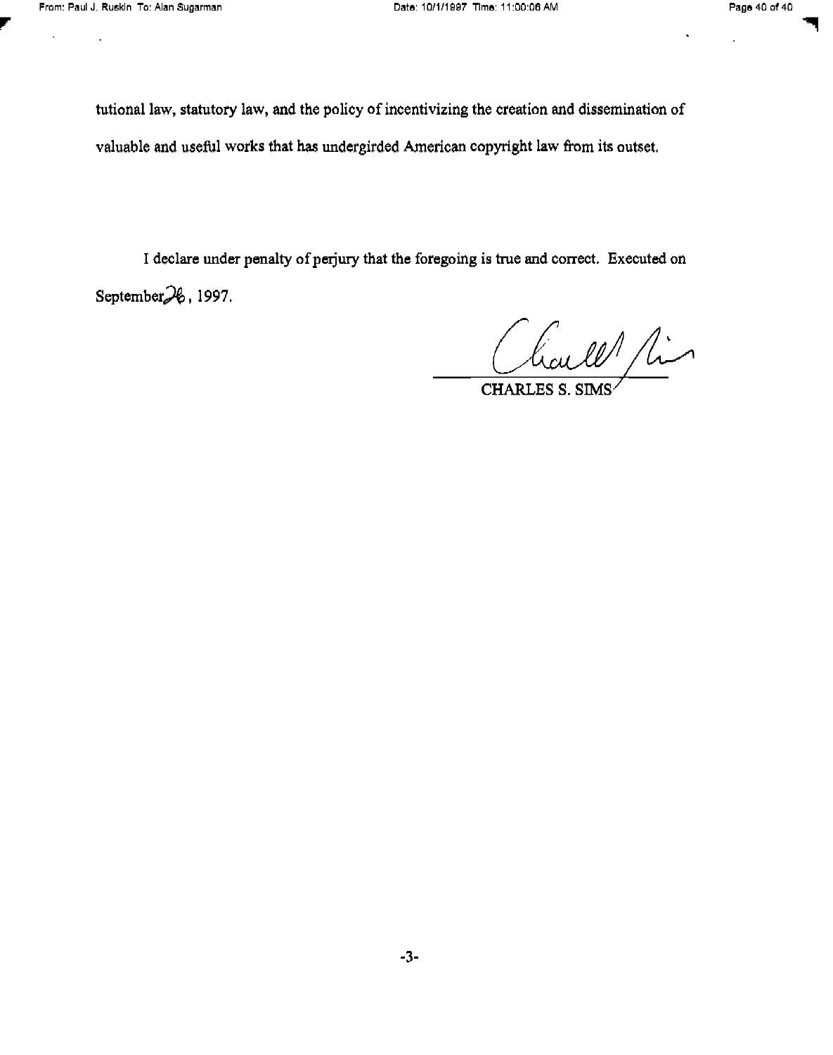tutional law, statutory law, and the policy of incentivizing the creation and dissemination of valuable and useful works that has undergirded American copyright law from its outset.

I declare under penalty of perjury that the foregoing is true and correct. Executed on September 26, 1997.

CHARLES S. SIMS